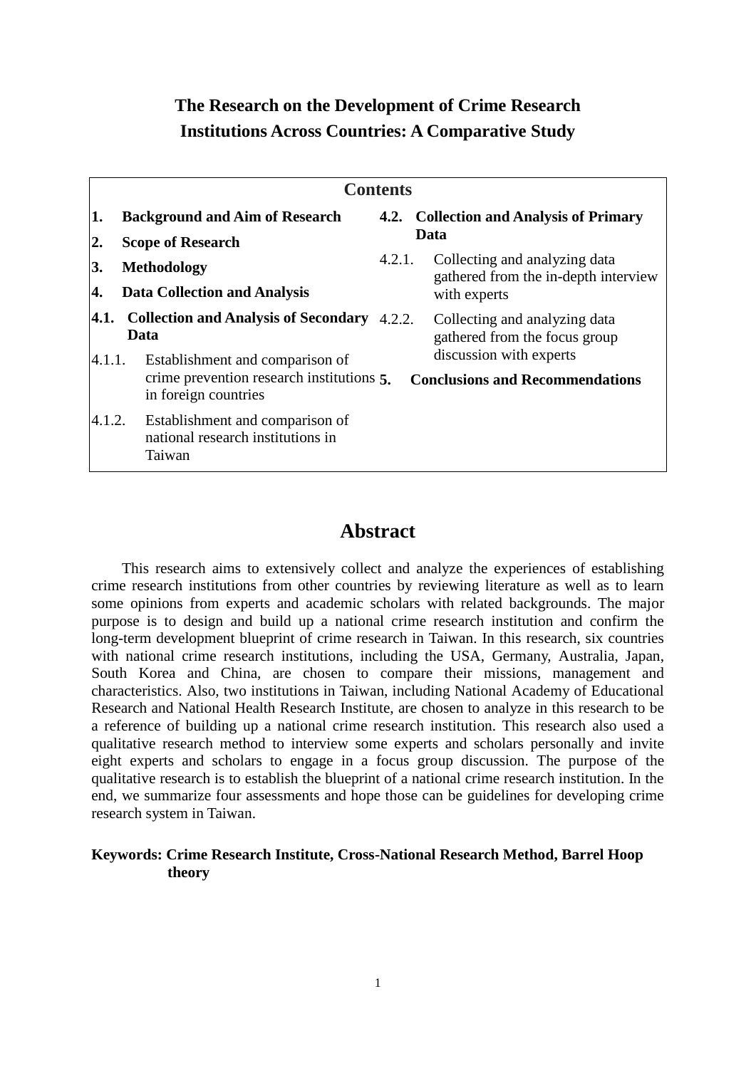# The Research on the Development of Crime Research Institutions Across Countries: A Comparative Study

## Contents

- **1. Background and Aim of Research**
- **2. Scope of Research**
- **3. Methodology**
- **4. Data Collection and Analysis**
- **4.1. Collection and Analysis of Secondary Data**
  - 4.1.1. Establishment and comparison of crime prevention research institutions in foreign countries
  - 4.1.2. Establishment and comparison of national research institutions in Taiwan
- **4.2. Collection and Analysis of Primary Data**
  - 4.2.1. Collecting and analyzing data gathered from the in-depth interview with experts
  - 4.2.2. Collecting and analyzing data gathered from the focus group discussion with experts
- **5. Conclusions and Recommendations**

## Abstract

This research aims to extensively collect and analyze the experiences of establishing crime research institutions from other countries by reviewing literature as well as to learn some opinions from experts and academic scholars with related backgrounds. The major purpose is to design and build up a national crime research institution and confirm the long-term development blueprint of crime research in Taiwan. In this research, six countries with national crime research institutions, including the USA, Germany, Australia, Japan, South Korea and China, are chosen to compare their missions, management and characteristics. Also, two institutions in Taiwan, including National Academy of Educational Research and National Health Research Institute, are chosen to analyze in this research to be a reference of building up a national crime research institution. This research also used a qualitative research method to interview some experts and scholars personally and invite eight experts and scholars to engage in a focus group discussion. The purpose of the qualitative research is to establish the blueprint of a national crime research institution. In the end, we summarize four assessments and hope those can be guidelines for developing crime research system in Taiwan.

**Keywords: Crime Research Institute, Cross-National Research Method, Barrel Hoop theory**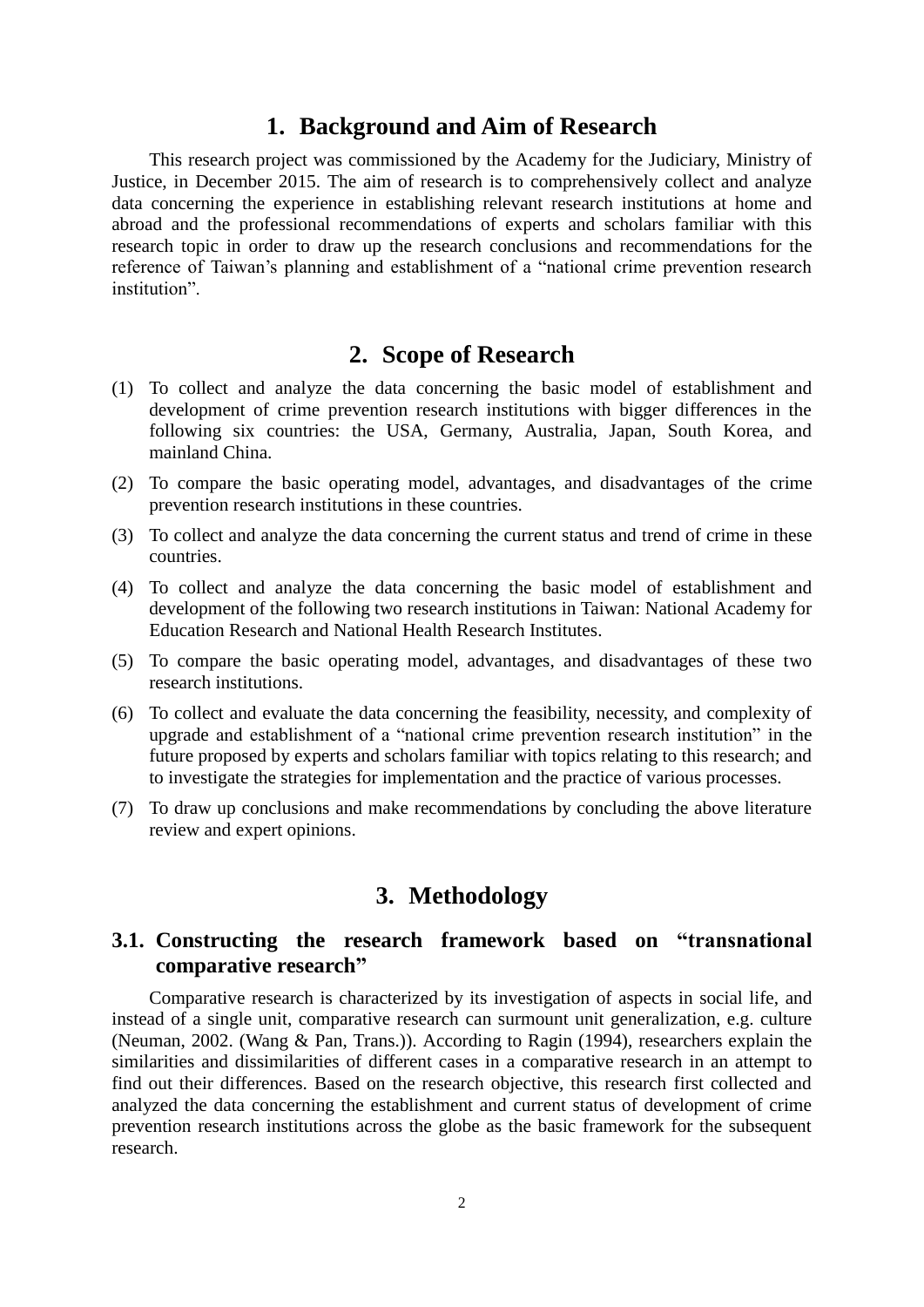# 1. Background and Aim of Research

This research project was commissioned by the Academy for the Judiciary, Ministry of Justice, in December 2015. The aim of research is to comprehensively collect and analyze data concerning the experience in establishing relevant research institutions at home and abroad and the professional recommendations of experts and scholars familiar with this research topic in order to draw up the research conclusions and recommendations for the reference of Taiwan's planning and establishment of a "national crime prevention research institution".

# 2. Scope of Research

(1) To collect and analyze the data concerning the basic model of establishment and development of crime prevention research institutions with bigger differences in the following six countries: the USA, Germany, Australia, Japan, South Korea, and mainland China.

(2) To compare the basic operating model, advantages, and disadvantages of the crime prevention research institutions in these countries.

(3) To collect and analyze the data concerning the current status and trend of crime in these countries.

(4) To collect and analyze the data concerning the basic model of establishment and development of the following two research institutions in Taiwan: National Academy for Education Research and National Health Research Institutes.

(5) To compare the basic operating model, advantages, and disadvantages of these two research institutions.

(6) To collect and evaluate the data concerning the feasibility, necessity, and complexity of upgrade and establishment of a "national crime prevention research institution" in the future proposed by experts and scholars familiar with topics relating to this research; and to investigate the strategies for implementation and the practice of various processes.

(7) To draw up conclusions and make recommendations by concluding the above literature review and expert opinions.

# 3. Methodology

## 3.1. Constructing the research framework based on "transnational comparative research"

Comparative research is characterized by its investigation of aspects in social life, and instead of a single unit, comparative research can surmount unit generalization, e.g. culture (Neuman, 2002. (Wang & Pan, Trans.)). According to Ragin (1994), researchers explain the similarities and dissimilarities of different cases in a comparative research in an attempt to find out their differences. Based on the research objective, this research first collected and analyzed the data concerning the establishment and current status of development of crime prevention research institutions across the globe as the basic framework for the subsequent research.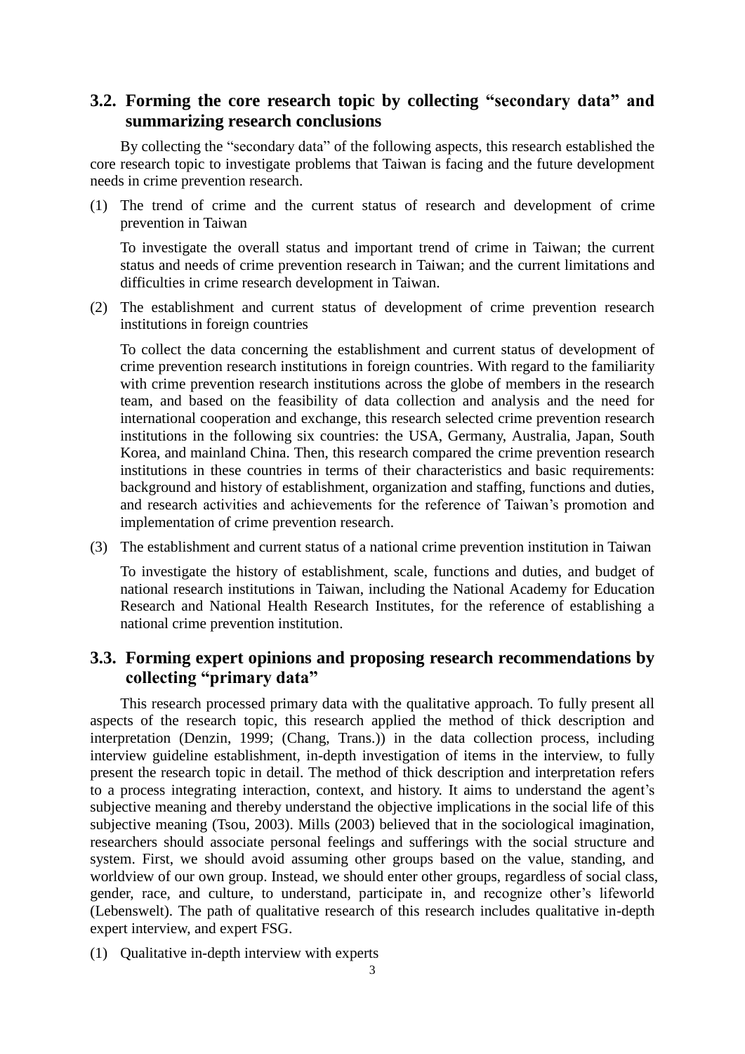## 3.2. Forming the core research topic by collecting "secondary data" and summarizing research conclusions

By collecting the "secondary data" of the following aspects, this research established the core research topic to investigate problems that Taiwan is facing and the future development needs in crime prevention research.

(1) The trend of crime and the current status of research and development of crime prevention in Taiwan

To investigate the overall status and important trend of crime in Taiwan; the current status and needs of crime prevention research in Taiwan; and the current limitations and difficulties in crime research development in Taiwan.

(2) The establishment and current status of development of crime prevention research institutions in foreign countries

To collect the data concerning the establishment and current status of development of crime prevention research institutions in foreign countries. With regard to the familiarity with crime prevention research institutions across the globe of members in the research team, and based on the feasibility of data collection and analysis and the need for international cooperation and exchange, this research selected crime prevention research institutions in the following six countries: the USA, Germany, Australia, Japan, South Korea, and mainland China. Then, this research compared the crime prevention research institutions in these countries in terms of their characteristics and basic requirements: background and history of establishment, organization and staffing, functions and duties, and research activities and achievements for the reference of Taiwan's promotion and implementation of crime prevention research.

(3) The establishment and current status of a national crime prevention institution in Taiwan

To investigate the history of establishment, scale, functions and duties, and budget of national research institutions in Taiwan, including the National Academy for Education Research and National Health Research Institutes, for the reference of establishing a national crime prevention institution.

## 3.3. Forming expert opinions and proposing research recommendations by collecting "primary data"

This research processed primary data with the qualitative approach. To fully present all aspects of the research topic, this research applied the method of thick description and interpretation (Denzin, 1999; (Chang, Trans.)) in the data collection process, including interview guideline establishment, in-depth investigation of items in the interview, to fully present the research topic in detail. The method of thick description and interpretation refers to a process integrating interaction, context, and history. It aims to understand the agent's subjective meaning and thereby understand the objective implications in the social life of this subjective meaning (Tsou, 2003). Mills (2003) believed that in the sociological imagination, researchers should associate personal feelings and sufferings with the social structure and system. First, we should avoid assuming other groups based on the value, standing, and worldview of our own group. Instead, we should enter other groups, regardless of social class, gender, race, and culture, to understand, participate in, and recognize other's lifeworld (Lebenswelt). The path of qualitative research of this research includes qualitative in-depth expert interview, and expert FSG.

(1) Qualitative in-depth interview with experts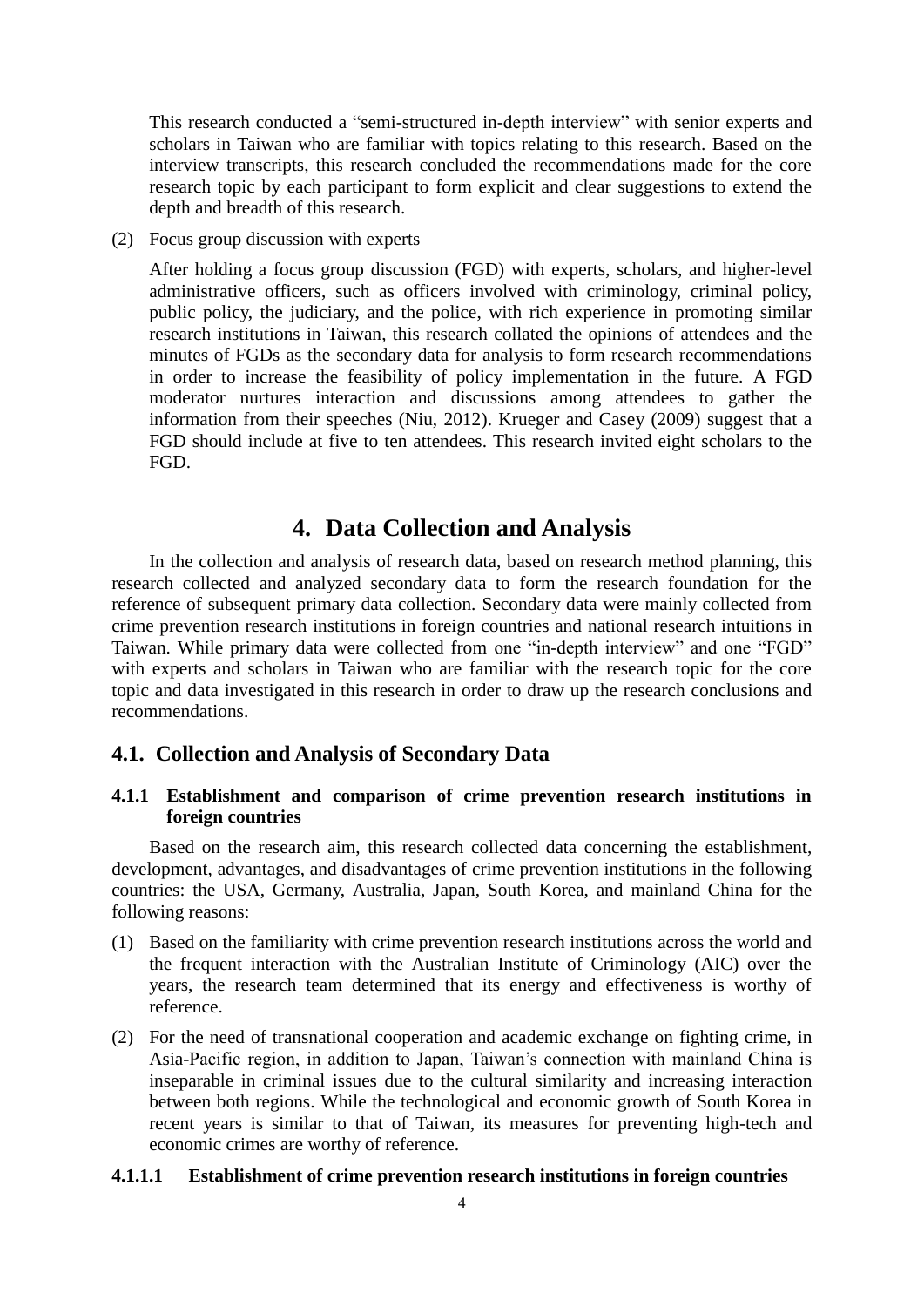This research conducted a "semi-structured in-depth interview" with senior experts and scholars in Taiwan who are familiar with topics relating to this research. Based on the interview transcripts, this research concluded the recommendations made for the core research topic by each participant to form explicit and clear suggestions to extend the depth and breadth of this research.

(2) Focus group discussion with experts

After holding a focus group discussion (FGD) with experts, scholars, and higher-level administrative officers, such as officers involved with criminology, criminal policy, public policy, the judiciary, and the police, with rich experience in promoting similar research institutions in Taiwan, this research collated the opinions of attendees and the minutes of FGDs as the secondary data for analysis to form research recommendations in order to increase the feasibility of policy implementation in the future. A FGD moderator nurtures interaction and discussions among attendees to gather the information from their speeches (Niu, 2012). Krueger and Casey (2009) suggest that a FGD should include at five to ten attendees. This research invited eight scholars to the FGD.

# 4. Data Collection and Analysis

In the collection and analysis of research data, based on research method planning, this research collected and analyzed secondary data to form the research foundation for the reference of subsequent primary data collection. Secondary data were mainly collected from crime prevention research institutions in foreign countries and national research intuitions in Taiwan. While primary data were collected from one "in-depth interview" and one "FGD" with experts and scholars in Taiwan who are familiar with the research topic for the core topic and data investigated in this research in order to draw up the research conclusions and recommendations.

## 4.1. Collection and Analysis of Secondary Data

### 4.1.1 Establishment and comparison of crime prevention research institutions in foreign countries

Based on the research aim, this research collected data concerning the establishment, development, advantages, and disadvantages of crime prevention institutions in the following countries: the USA, Germany, Australia, Japan, South Korea, and mainland China for the following reasons:

(1) Based on the familiarity with crime prevention research institutions across the world and the frequent interaction with the Australian Institute of Criminology (AIC) over the years, the research team determined that its energy and effectiveness is worthy of reference.

(2) For the need of transnational cooperation and academic exchange on fighting crime, in Asia-Pacific region, in addition to Japan, Taiwan's connection with mainland China is inseparable in criminal issues due to the cultural similarity and increasing interaction between both regions. While the technological and economic growth of South Korea in recent years is similar to that of Taiwan, its measures for preventing high-tech and economic crimes are worthy of reference.

#### 4.1.1.1 Establishment of crime prevention research institutions in foreign countries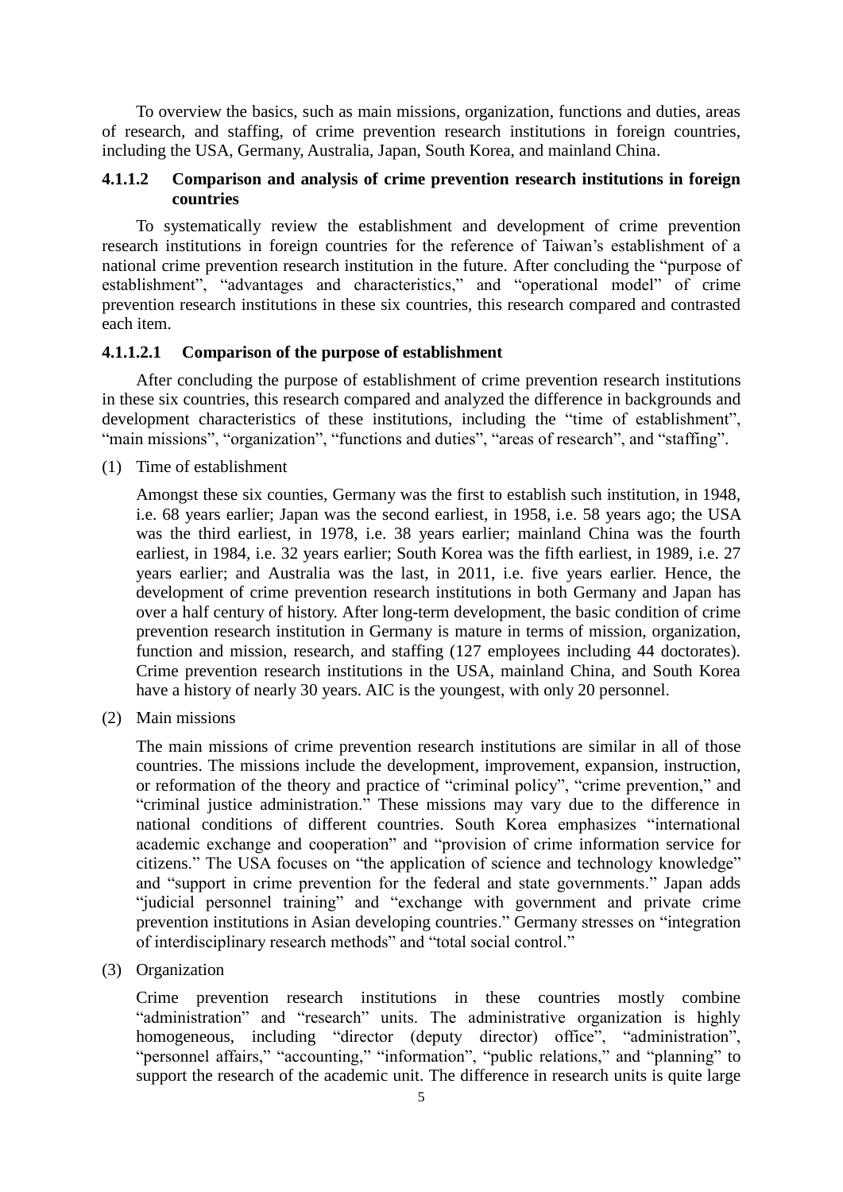To overview the basics, such as main missions, organization, functions and duties, areas of research, and staffing, of crime prevention research institutions in foreign countries, including the USA, Germany, Australia, Japan, South Korea, and mainland China.

#### 4.1.1.2 Comparison and analysis of crime prevention research institutions in foreign countries

To systematically review the establishment and development of crime prevention research institutions in foreign countries for the reference of Taiwan's establishment of a national crime prevention research institution in the future. After concluding the "purpose of establishment", "advantages and characteristics," and "operational model" of crime prevention research institutions in these six countries, this research compared and contrasted each item.

##### 4.1.1.2.1 Comparison of the purpose of establishment

After concluding the purpose of establishment of crime prevention research institutions in these six countries, this research compared and analyzed the difference in backgrounds and development characteristics of these institutions, including the "time of establishment", "main missions", "organization", "functions and duties", "areas of research", and "staffing".

(1) Time of establishment

Amongst these six counties, Germany was the first to establish such institution, in 1948, i.e. 68 years earlier; Japan was the second earliest, in 1958, i.e. 58 years ago; the USA was the third earliest, in 1978, i.e. 38 years earlier; mainland China was the fourth earliest, in 1984, i.e. 32 years earlier; South Korea was the fifth earliest, in 1989, i.e. 27 years earlier; and Australia was the last, in 2011, i.e. five years earlier. Hence, the development of crime prevention research institutions in both Germany and Japan has over a half century of history. After long-term development, the basic condition of crime prevention research institution in Germany is mature in terms of mission, organization, function and mission, research, and staffing (127 employees including 44 doctorates). Crime prevention research institutions in the USA, mainland China, and South Korea have a history of nearly 30 years. AIC is the youngest, with only 20 personnel.

(2) Main missions

The main missions of crime prevention research institutions are similar in all of those countries. The missions include the development, improvement, expansion, instruction, or reformation of the theory and practice of "criminal policy", "crime prevention," and "criminal justice administration." These missions may vary due to the difference in national conditions of different countries. South Korea emphasizes "international academic exchange and cooperation" and "provision of crime information service for citizens." The USA focuses on "the application of science and technology knowledge" and "support in crime prevention for the federal and state governments." Japan adds "judicial personnel training" and "exchange with government and private crime prevention institutions in Asian developing countries." Germany stresses on "integration of interdisciplinary research methods" and "total social control."

(3) Organization

Crime prevention research institutions in these countries mostly combine "administration" and "research" units. The administrative organization is highly homogeneous, including "director (deputy director) office", "administration", "personnel affairs," "accounting," "information", "public relations," and "planning" to support the research of the academic unit. The difference in research units is quite large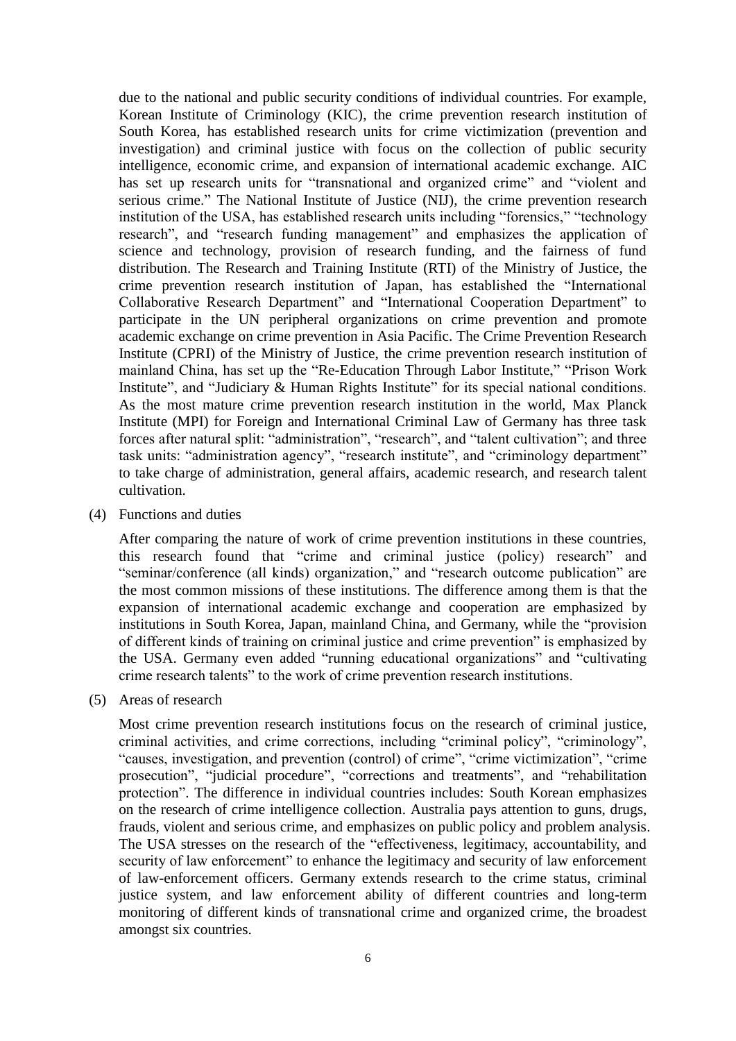due to the national and public security conditions of individual countries. For example, Korean Institute of Criminology (KIC), the crime prevention research institution of South Korea, has established research units for crime victimization (prevention and investigation) and criminal justice with focus on the collection of public security intelligence, economic crime, and expansion of international academic exchange. AIC has set up research units for "transnational and organized crime" and "violent and serious crime." The National Institute of Justice (NIJ), the crime prevention research institution of the USA, has established research units including "forensics," "technology research", and "research funding management" and emphasizes the application of science and technology, provision of research funding, and the fairness of fund distribution. The Research and Training Institute (RTI) of the Ministry of Justice, the crime prevention research institution of Japan, has established the "International Collaborative Research Department" and "International Cooperation Department" to participate in the UN peripheral organizations on crime prevention and promote academic exchange on crime prevention in Asia Pacific. The Crime Prevention Research Institute (CPRI) of the Ministry of Justice, the crime prevention research institution of mainland China, has set up the "Re-Education Through Labor Institute," "Prison Work Institute", and "Judiciary & Human Rights Institute" for its special national conditions. As the most mature crime prevention research institution in the world, Max Planck Institute (MPI) for Foreign and International Criminal Law of Germany has three task forces after natural split: "administration", "research", and "talent cultivation"; and three task units: "administration agency", "research institute", and "criminology department" to take charge of administration, general affairs, academic research, and research talent cultivation.

(4) Functions and duties

After comparing the nature of work of crime prevention institutions in these countries, this research found that "crime and criminal justice (policy) research" and "seminar/conference (all kinds) organization," and "research outcome publication" are the most common missions of these institutions. The difference among them is that the expansion of international academic exchange and cooperation are emphasized by institutions in South Korea, Japan, mainland China, and Germany, while the "provision of different kinds of training on criminal justice and crime prevention" is emphasized by the USA. Germany even added "running educational organizations" and "cultivating crime research talents" to the work of crime prevention research institutions.

(5) Areas of research

Most crime prevention research institutions focus on the research of criminal justice, criminal activities, and crime corrections, including "criminal policy", "criminology", "causes, investigation, and prevention (control) of crime", "crime victimization", "crime prosecution", "judicial procedure", "corrections and treatments", and "rehabilitation protection". The difference in individual countries includes: South Korean emphasizes on the research of crime intelligence collection. Australia pays attention to guns, drugs, frauds, violent and serious crime, and emphasizes on public policy and problem analysis. The USA stresses on the research of the "effectiveness, legitimacy, accountability, and security of law enforcement" to enhance the legitimacy and security of law enforcement of law-enforcement officers. Germany extends research to the crime status, criminal justice system, and law enforcement ability of different countries and long-term monitoring of different kinds of transnational crime and organized crime, the broadest amongst six countries.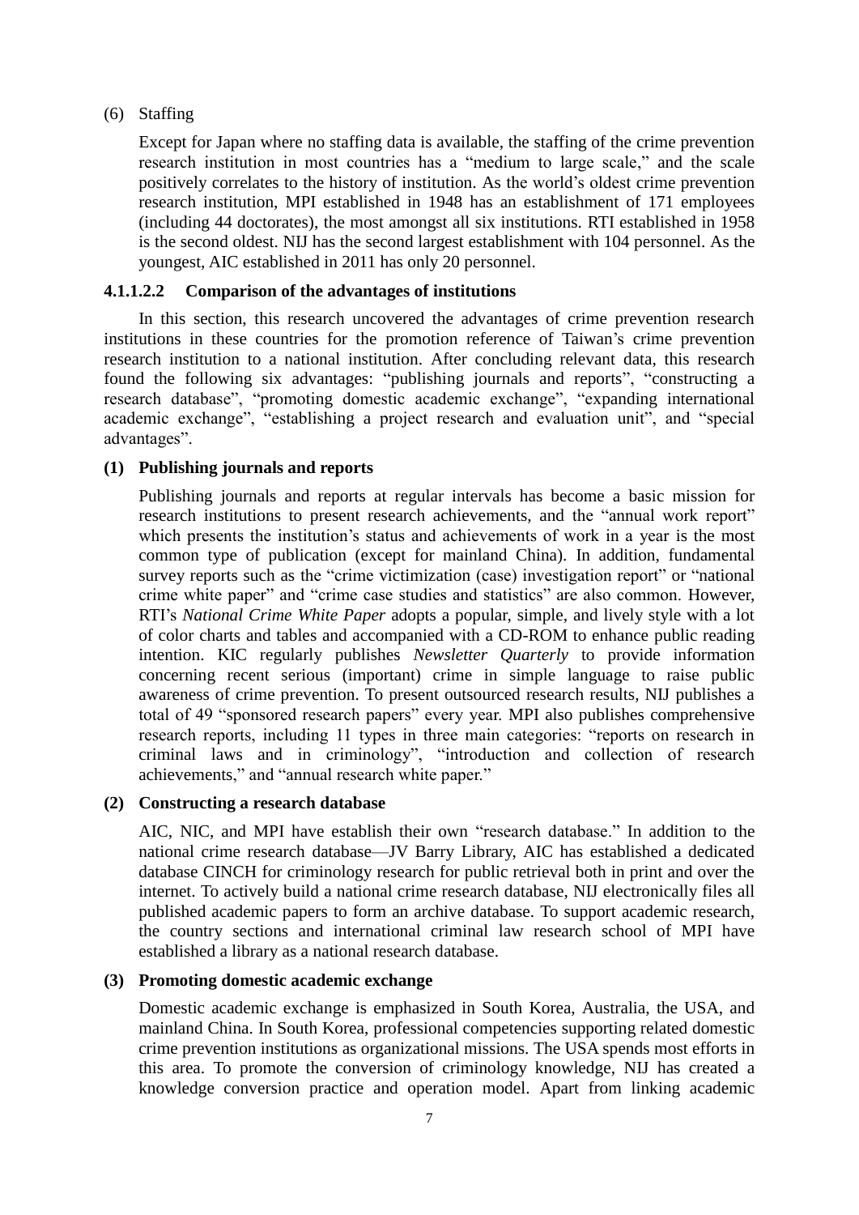(6) Staffing

Except for Japan where no staffing data is available, the staffing of the crime prevention research institution in most countries has a “medium to large scale,” and the scale positively correlates to the history of institution. As the world’s oldest crime prevention research institution, MPI established in 1948 has an establishment of 171 employees (including 44 doctorates), the most amongst all six institutions. RTI established in 1958 is the second oldest. NIJ has the second largest establishment with 104 personnel. As the youngest, AIC established in 2011 has only 20 personnel.

#### 4.1.1.2.2 Comparison of the advantages of institutions

In this section, this research uncovered the advantages of crime prevention research institutions in these countries for the promotion reference of Taiwan’s crime prevention research institution to a national institution. After concluding relevant data, this research found the following six advantages: “publishing journals and reports”, “constructing a research database”, “promoting domestic academic exchange”, “expanding international academic exchange”, “establishing a project research and evaluation unit”, and “special advantages”.

**(1) Publishing journals and reports**

Publishing journals and reports at regular intervals has become a basic mission for research institutions to present research achievements, and the “annual work report” which presents the institution’s status and achievements of work in a year is the most common type of publication (except for mainland China). In addition, fundamental survey reports such as the “crime victimization (case) investigation report” or “national crime white paper” and “crime case studies and statistics” are also common. However, RTI’s *National Crime White Paper* adopts a popular, simple, and lively style with a lot of color charts and tables and accompanied with a CD-ROM to enhance public reading intention. KIC regularly publishes *Newsletter Quarterly* to provide information concerning recent serious (important) crime in simple language to raise public awareness of crime prevention. To present outsourced research results, NIJ publishes a total of 49 “sponsored research papers” every year. MPI also publishes comprehensive research reports, including 11 types in three main categories: “reports on research in criminal laws and in criminology”, “introduction and collection of research achievements,” and “annual research white paper.”

**(2) Constructing a research database**

AIC, NIC, and MPI have establish their own “research database.” In addition to the national crime research database—JV Barry Library, AIC has established a dedicated database CINCH for criminology research for public retrieval both in print and over the internet. To actively build a national crime research database, NIJ electronically files all published academic papers to form an archive database. To support academic research, the country sections and international criminal law research school of MPI have established a library as a national research database.

**(3) Promoting domestic academic exchange**

Domestic academic exchange is emphasized in South Korea, Australia, the USA, and mainland China. In South Korea, professional competencies supporting related domestic crime prevention institutions as organizational missions. The USA spends most efforts in this area. To promote the conversion of criminology knowledge, NIJ has created a knowledge conversion practice and operation model. Apart from linking academic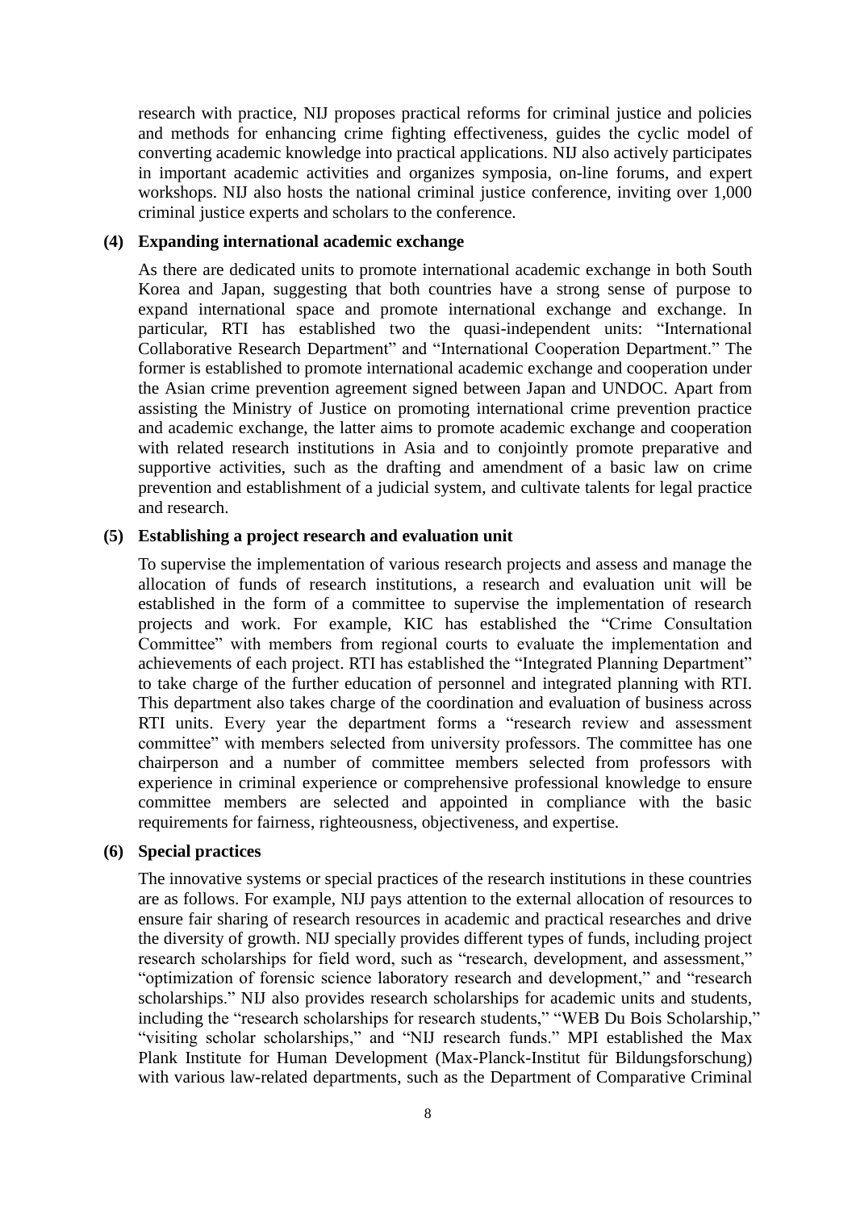research with practice, NIJ proposes practical reforms for criminal justice and policies and methods for enhancing crime fighting effectiveness, guides the cyclic model of converting academic knowledge into practical applications. NIJ also actively participates in important academic activities and organizes symposia, on-line forums, and expert workshops. NIJ also hosts the national criminal justice conference, inviting over 1,000 criminal justice experts and scholars to the conference.

**(4) Expanding international academic exchange**

As there are dedicated units to promote international academic exchange in both South Korea and Japan, suggesting that both countries have a strong sense of purpose to expand international space and promote international exchange and exchange. In particular, RTI has established two the quasi-independent units: "International Collaborative Research Department" and "International Cooperation Department." The former is established to promote international academic exchange and cooperation under the Asian crime prevention agreement signed between Japan and UNDOC. Apart from assisting the Ministry of Justice on promoting international crime prevention practice and academic exchange, the latter aims to promote academic exchange and cooperation with related research institutions in Asia and to conjointly promote preparative and supportive activities, such as the drafting and amendment of a basic law on crime prevention and establishment of a judicial system, and cultivate talents for legal practice and research.

**(5) Establishing a project research and evaluation unit**

To supervise the implementation of various research projects and assess and manage the allocation of funds of research institutions, a research and evaluation unit will be established in the form of a committee to supervise the implementation of research projects and work. For example, KIC has established the "Crime Consultation Committee" with members from regional courts to evaluate the implementation and achievements of each project. RTI has established the "Integrated Planning Department" to take charge of the further education of personnel and integrated planning with RTI. This department also takes charge of the coordination and evaluation of business across RTI units. Every year the department forms a "research review and assessment committee" with members selected from university professors. The committee has one chairperson and a number of committee members selected from professors with experience in criminal experience or comprehensive professional knowledge to ensure committee members are selected and appointed in compliance with the basic requirements for fairness, righteousness, objectiveness, and expertise.

**(6) Special practices**

The innovative systems or special practices of the research institutions in these countries are as follows. For example, NIJ pays attention to the external allocation of resources to ensure fair sharing of research resources in academic and practical researches and drive the diversity of growth. NIJ specially provides different types of funds, including project research scholarships for field word, such as "research, development, and assessment," "optimization of forensic science laboratory research and development," and "research scholarships." NIJ also provides research scholarships for academic units and students, including the "research scholarships for research students," "WEB Du Bois Scholarship," "visiting scholar scholarships," and "NIJ research funds." MPI established the Max Plank Institute for Human Development (Max-Planck-Institut für Bildungsforschung) with various law-related departments, such as the Department of Comparative Criminal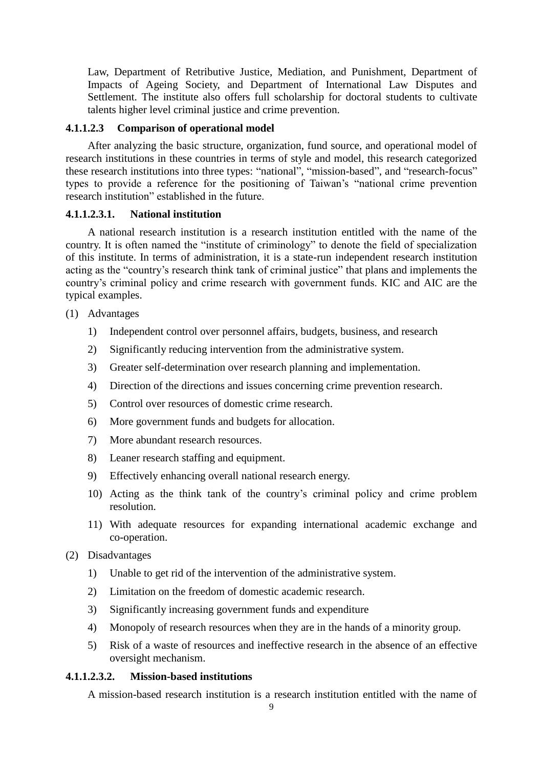Law, Department of Retributive Justice, Mediation, and Punishment, Department of Impacts of Ageing Society, and Department of International Law Disputes and Settlement. The institute also offers full scholarship for doctoral students to cultivate talents higher level criminal justice and crime prevention.

#### 4.1.1.2.3 Comparison of operational model

After analyzing the basic structure, organization, fund source, and operational model of research institutions in these countries in terms of style and model, this research categorized these research institutions into three types: "national", "mission-based", and "research-focus" types to provide a reference for the positioning of Taiwan's "national crime prevention research institution" established in the future.

#### 4.1.1.2.3.1. National institution

A national research institution is a research institution entitled with the name of the country. It is often named the "institute of criminology" to denote the field of specialization of this institute. In terms of administration, it is a state-run independent research institution acting as the "country's research think tank of criminal justice" that plans and implements the country's criminal policy and crime research with government funds. KIC and AIC are the typical examples.

(1) Advantages

1) Independent control over personnel affairs, budgets, business, and research
2) Significantly reducing intervention from the administrative system.
3) Greater self-determination over research planning and implementation.
4) Direction of the directions and issues concerning crime prevention research.
5) Control over resources of domestic crime research.
6) More government funds and budgets for allocation.
7) More abundant research resources.
8) Leaner research staffing and equipment.
9) Effectively enhancing overall national research energy.
10) Acting as the think tank of the country's criminal policy and crime problem resolution.
11) With adequate resources for expanding international academic exchange and co-operation.

(2) Disadvantages

1) Unable to get rid of the intervention of the administrative system.
2) Limitation on the freedom of domestic academic research.
3) Significantly increasing government funds and expenditure
4) Monopoly of research resources when they are in the hands of a minority group.
5) Risk of a waste of resources and ineffective research in the absence of an effective oversight mechanism.

#### 4.1.1.2.3.2. Mission-based institutions

A mission-based research institution is a research institution entitled with the name of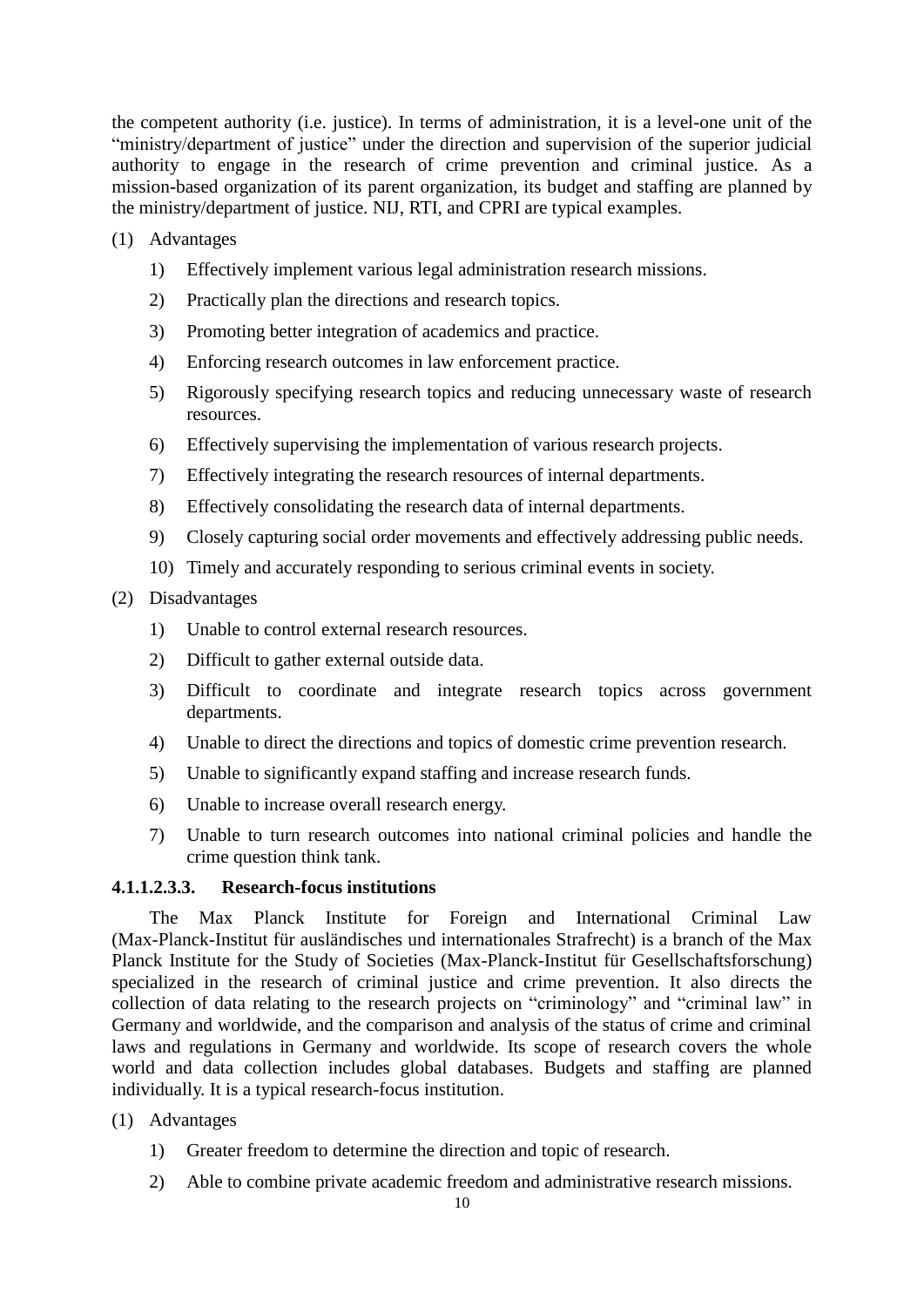the competent authority (i.e. justice). In terms of administration, it is a level-one unit of the "ministry/department of justice" under the direction and supervision of the superior judicial authority to engage in the research of crime prevention and criminal justice. As a mission-based organization of its parent organization, its budget and staffing are planned by the ministry/department of justice. NIJ, RTI, and CPRI are typical examples.

(1) Advantages

1) Effectively implement various legal administration research missions.
2) Practically plan the directions and research topics.
3) Promoting better integration of academics and practice.
4) Enforcing research outcomes in law enforcement practice.
5) Rigorously specifying research topics and reducing unnecessary waste of research resources.
6) Effectively supervising the implementation of various research projects.
7) Effectively integrating the research resources of internal departments.
8) Effectively consolidating the research data of internal departments.
9) Closely capturing social order movements and effectively addressing public needs.
10) Timely and accurately responding to serious criminal events in society.

(2) Disadvantages

1) Unable to control external research resources.
2) Difficult to gather external outside data.
3) Difficult to coordinate and integrate research topics across government departments.
4) Unable to direct the directions and topics of domestic crime prevention research.
5) Unable to significantly expand staffing and increase research funds.
6) Unable to increase overall research energy.
7) Unable to turn research outcomes into national criminal policies and handle the crime question think tank.

#### 4.1.1.2.3.3. Research-focus institutions

The Max Planck Institute for Foreign and International Criminal Law (Max-Planck-Institut für ausländisches und internationales Strafrecht) is a branch of the Max Planck Institute for the Study of Societies (Max-Planck-Institut für Gesellschaftsforschung) specialized in the research of criminal justice and crime prevention. It also directs the collection of data relating to the research projects on "criminology" and "criminal law" in Germany and worldwide, and the comparison and analysis of the status of crime and criminal laws and regulations in Germany and worldwide. Its scope of research covers the whole world and data collection includes global databases. Budgets and staffing are planned individually. It is a typical research-focus institution.

(1) Advantages

1) Greater freedom to determine the direction and topic of research.
2) Able to combine private academic freedom and administrative research missions.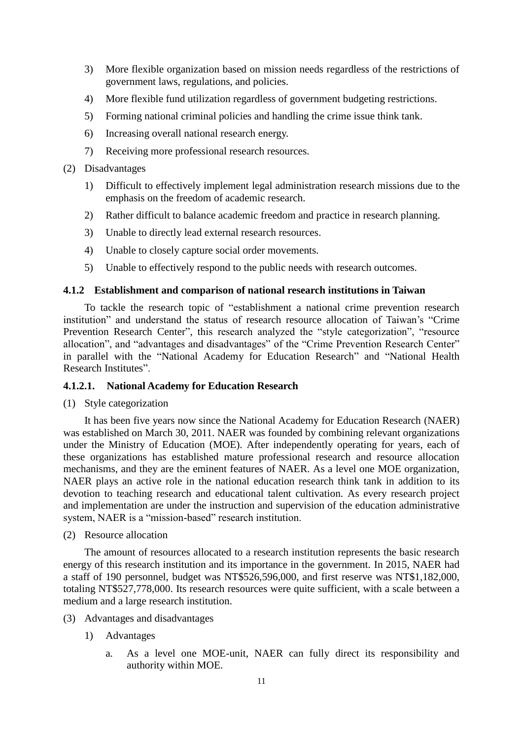3) More flexible organization based on mission needs regardless of the restrictions of government laws, regulations, and policies.
4) More flexible fund utilization regardless of government budgeting restrictions.
5) Forming national criminal policies and handling the crime issue think tank.
6) Increasing overall national research energy.
7) Receiving more professional research resources.

(2) Disadvantages

1) Difficult to effectively implement legal administration research missions due to the emphasis on the freedom of academic research.
2) Rather difficult to balance academic freedom and practice in research planning.
3) Unable to directly lead external research resources.
4) Unable to closely capture social order movements.
5) Unable to effectively respond to the public needs with research outcomes.

#### 4.1.2 Establishment and comparison of national research institutions in Taiwan

To tackle the research topic of "establishment a national crime prevention research institution" and understand the status of research resource allocation of Taiwan's "Crime Prevention Research Center", this research analyzed the "style categorization", "resource allocation", and "advantages and disadvantages" of the "Crime Prevention Research Center" in parallel with the "National Academy for Education Research" and "National Health Research Institutes".

##### 4.1.2.1. National Academy for Education Research

(1) Style categorization

It has been five years now since the National Academy for Education Research (NAER) was established on March 30, 2011. NAER was founded by combining relevant organizations under the Ministry of Education (MOE). After independently operating for years, each of these organizations has established mature professional research and resource allocation mechanisms, and they are the eminent features of NAER. As a level one MOE organization, NAER plays an active role in the national education research think tank in addition to its devotion to teaching research and educational talent cultivation. As every research project and implementation are under the instruction and supervision of the education administrative system, NAER is a "mission-based" research institution.

(2) Resource allocation

The amount of resources allocated to a research institution represents the basic research energy of this research institution and its importance in the government. In 2015, NAER had a staff of 190 personnel, budget was NT$526,596,000, and first reserve was NT$1,182,000, totaling NT$527,778,000. Its research resources were quite sufficient, with a scale between a medium and a large research institution.

(3) Advantages and disadvantages

1) Advantages

a. As a level one MOE-unit, NAER can fully direct its responsibility and authority within MOE.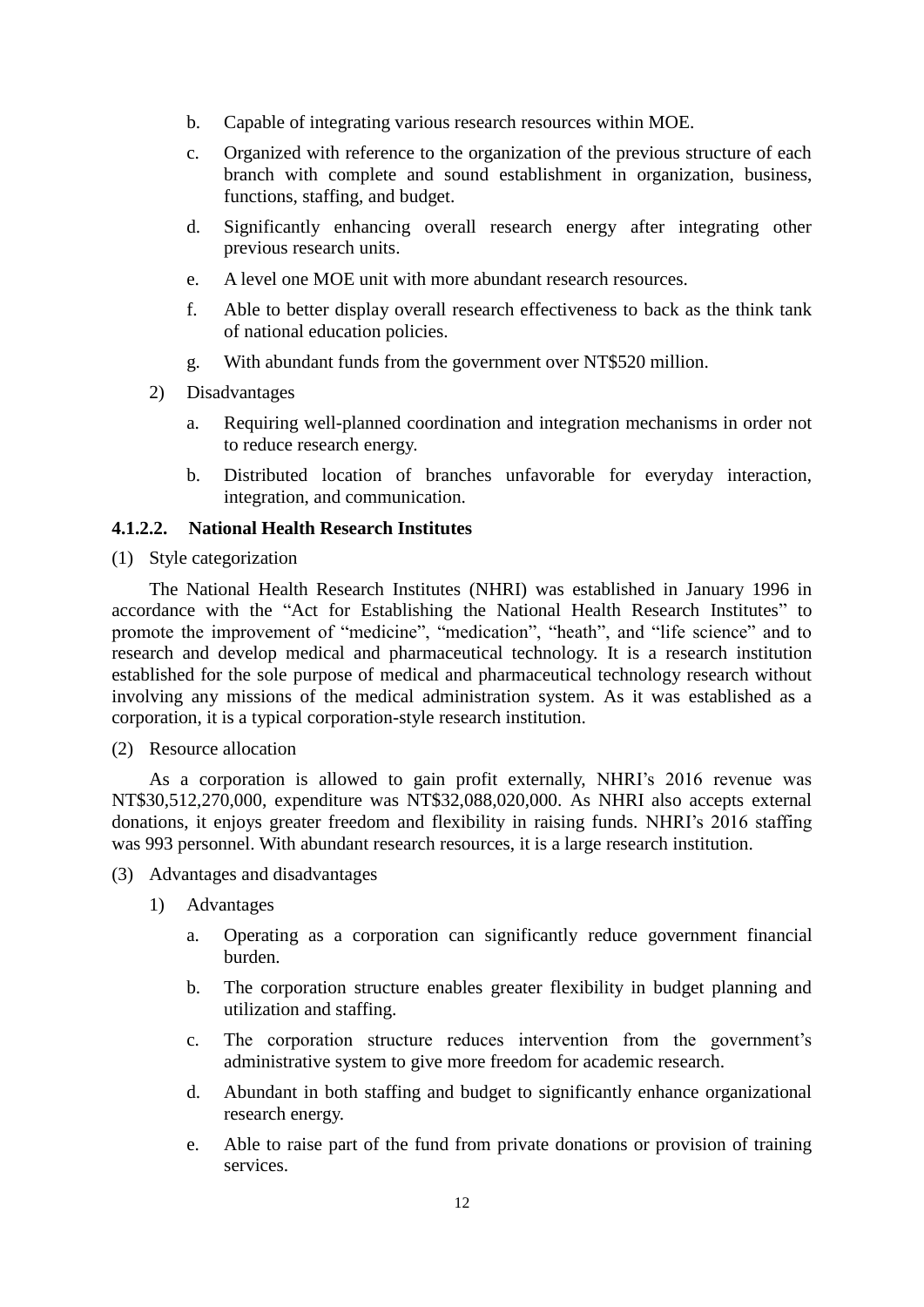b. Capable of integrating various research resources within MOE.

c. Organized with reference to the organization of the previous structure of each branch with complete and sound establishment in organization, business, functions, staffing, and budget.

d. Significantly enhancing overall research energy after integrating other previous research units.

e. A level one MOE unit with more abundant research resources.

f. Able to better display overall research effectiveness to back as the think tank of national education policies.

g. With abundant funds from the government over NT$520 million.

2) Disadvantages

a. Requiring well-planned coordination and integration mechanisms in order not to reduce research energy.

b. Distributed location of branches unfavorable for everyday interaction, integration, and communication.

#### 4.1.2.2. National Health Research Institutes

(1) Style categorization

The National Health Research Institutes (NHRI) was established in January 1996 in accordance with the "Act for Establishing the National Health Research Institutes" to promote the improvement of "medicine", "medication", "heath", and "life science" and to research and develop medical and pharmaceutical technology. It is a research institution established for the sole purpose of medical and pharmaceutical technology research without involving any missions of the medical administration system. As it was established as a corporation, it is a typical corporation-style research institution.

(2) Resource allocation

As a corporation is allowed to gain profit externally, NHRI's 2016 revenue was NT$30,512,270,000, expenditure was NT$32,088,020,000. As NHRI also accepts external donations, it enjoys greater freedom and flexibility in raising funds. NHRI's 2016 staffing was 993 personnel. With abundant research resources, it is a large research institution.

(3) Advantages and disadvantages

1) Advantages

a. Operating as a corporation can significantly reduce government financial burden.

b. The corporation structure enables greater flexibility in budget planning and utilization and staffing.

c. The corporation structure reduces intervention from the government's administrative system to give more freedom for academic research.

d. Abundant in both staffing and budget to significantly enhance organizational research energy.

e. Able to raise part of the fund from private donations or provision of training services.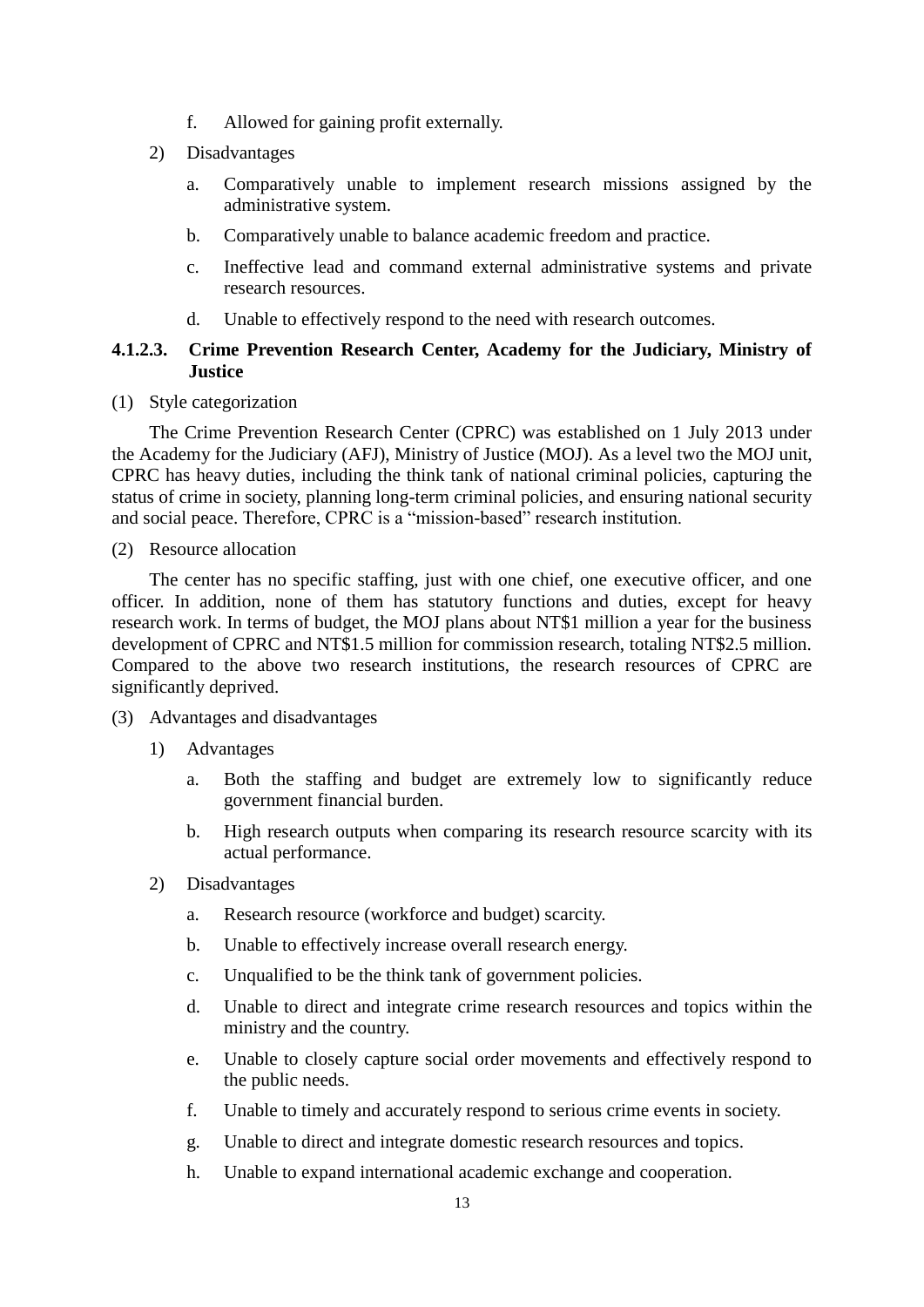f. Allowed for gaining profit externally.

2) Disadvantages

a. Comparatively unable to implement research missions assigned by the administrative system.

b. Comparatively unable to balance academic freedom and practice.

c. Ineffective lead and command external administrative systems and private research resources.

d. Unable to effectively respond to the need with research outcomes.

#### 4.1.2.3. Crime Prevention Research Center, Academy for the Judiciary, Ministry of Justice

(1) Style categorization

The Crime Prevention Research Center (CPRC) was established on 1 July 2013 under the Academy for the Judiciary (AFJ), Ministry of Justice (MOJ). As a level two the MOJ unit, CPRC has heavy duties, including the think tank of national criminal policies, capturing the status of crime in society, planning long-term criminal policies, and ensuring national security and social peace. Therefore, CPRC is a "mission-based" research institution.

(2) Resource allocation

The center has no specific staffing, just with one chief, one executive officer, and one officer. In addition, none of them has statutory functions and duties, except for heavy research work. In terms of budget, the MOJ plans about NT$1 million a year for the business development of CPRC and NT$1.5 million for commission research, totaling NT$2.5 million. Compared to the above two research institutions, the research resources of CPRC are significantly deprived.

(3) Advantages and disadvantages

1) Advantages

a. Both the staffing and budget are extremely low to significantly reduce government financial burden.

b. High research outputs when comparing its research resource scarcity with its actual performance.

2) Disadvantages

a. Research resource (workforce and budget) scarcity.

b. Unable to effectively increase overall research energy.

c. Unqualified to be the think tank of government policies.

d. Unable to direct and integrate crime research resources and topics within the ministry and the country.

e. Unable to closely capture social order movements and effectively respond to the public needs.

f. Unable to timely and accurately respond to serious crime events in society.

g. Unable to direct and integrate domestic research resources and topics.

h. Unable to expand international academic exchange and cooperation.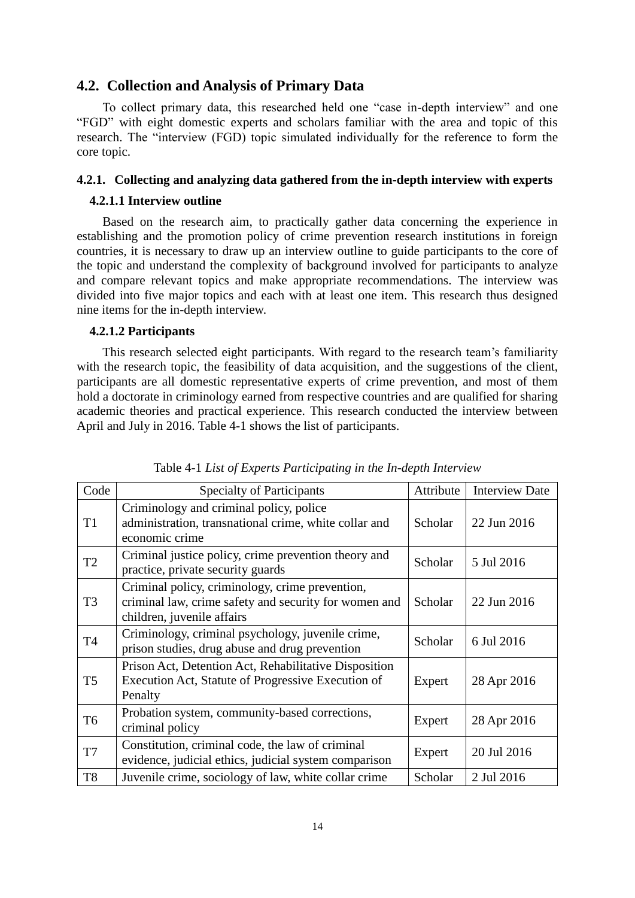## 4.2. Collection and Analysis of Primary Data

To collect primary data, this researched held one "case in-depth interview" and one "FGD" with eight domestic experts and scholars familiar with the area and topic of this research. The "interview (FGD) topic simulated individually for the reference to form the core topic.

### 4.2.1. Collecting and analyzing data gathered from the in-depth interview with experts

#### 4.2.1.1 Interview outline

Based on the research aim, to practically gather data concerning the experience in establishing and the promotion policy of crime prevention research institutions in foreign countries, it is necessary to draw up an interview outline to guide participants to the core of the topic and understand the complexity of background involved for participants to analyze and compare relevant topics and make appropriate recommendations. The interview was divided into five major topics and each with at least one item. This research thus designed nine items for the in-depth interview.

#### 4.2.1.2 Participants

This research selected eight participants. With regard to the research team's familiarity with the research topic, the feasibility of data acquisition, and the suggestions of the client, participants are all domestic representative experts of crime prevention, and most of them hold a doctorate in criminology earned from respective countries and are qualified for sharing academic theories and practical experience. This research conducted the interview between April and July in 2016. Table 4-1 shows the list of participants.

Table 4-1 *List of Experts Participating in the In-depth Interview*

| Code | Specialty of Participants | Attribute | Interview Date |
|---|---|---|---|
| T1 | Criminology and criminal policy, police administration, transnational crime, white collar and economic crime | Scholar | 22 Jun 2016 |
| T2 | Criminal justice policy, crime prevention theory and practice, private security guards | Scholar | 5 Jul 2016 |
| T3 | Criminal policy, criminology, crime prevention, criminal law, crime safety and security for women and children, juvenile affairs | Scholar | 22 Jun 2016 |
| T4 | Criminology, criminal psychology, juvenile crime, prison studies, drug abuse and drug prevention | Scholar | 6 Jul 2016 |
| T5 | Prison Act, Detention Act, Rehabilitative Disposition Execution Act, Statute of Progressive Execution of Penalty | Expert | 28 Apr 2016 |
| T6 | Probation system, community-based corrections, criminal policy | Expert | 28 Apr 2016 |
| T7 | Constitution, criminal code, the law of criminal evidence, judicial ethics, judicial system comparison | Expert | 20 Jul 2016 |
| T8 | Juvenile crime, sociology of law, white collar crime | Scholar | 2 Jul 2016 |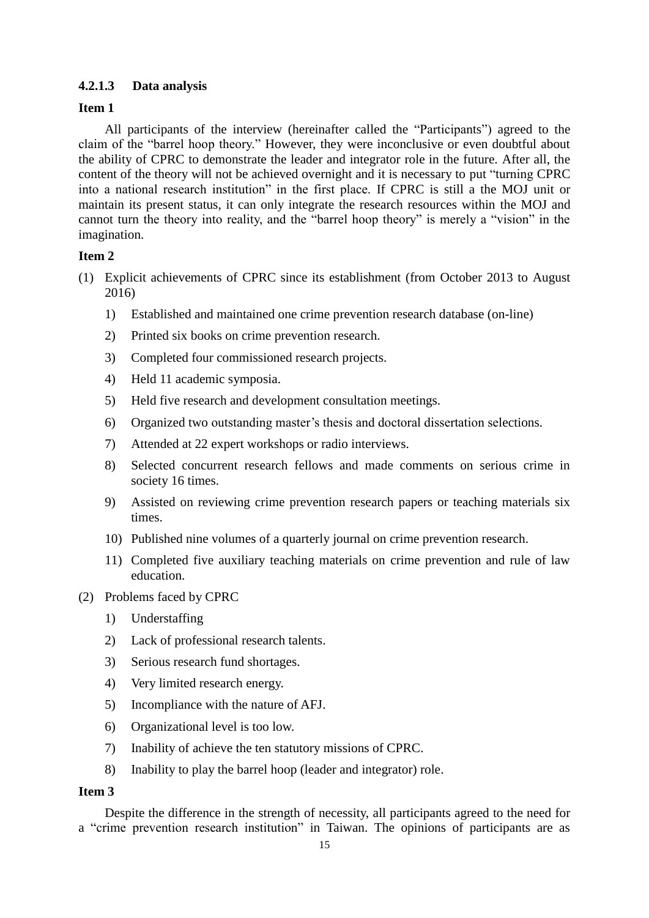#### 4.2.1.3 Data analysis

**Item 1**

All participants of the interview (hereinafter called the "Participants") agreed to the claim of the "barrel hoop theory." However, they were inconclusive or even doubtful about the ability of CPRC to demonstrate the leader and integrator role in the future. After all, the content of the theory will not be achieved overnight and it is necessary to put "turning CPRC into a national research institution" in the first place. If CPRC is still a the MOJ unit or maintain its present status, it can only integrate the research resources within the MOJ and cannot turn the theory into reality, and the "barrel hoop theory" is merely a "vision" in the imagination.

**Item 2**

(1) Explicit achievements of CPRC since its establishment (from October 2013 to August 2016)

1) Established and maintained one crime prevention research database (on-line)
2) Printed six books on crime prevention research.
3) Completed four commissioned research projects.
4) Held 11 academic symposia.
5) Held five research and development consultation meetings.
6) Organized two outstanding master's thesis and doctoral dissertation selections.
7) Attended at 22 expert workshops or radio interviews.
8) Selected concurrent research fellows and made comments on serious crime in society 16 times.
9) Assisted on reviewing crime prevention research papers or teaching materials six times.
10) Published nine volumes of a quarterly journal on crime prevention research.
11) Completed five auxiliary teaching materials on crime prevention and rule of law education.

(2) Problems faced by CPRC

1) Understaffing
2) Lack of professional research talents.
3) Serious research fund shortages.
4) Very limited research energy.
5) Incompliance with the nature of AFJ.
6) Organizational level is too low.
7) Inability of achieve the ten statutory missions of CPRC.
8) Inability to play the barrel hoop (leader and integrator) role.

**Item 3**

Despite the difference in the strength of necessity, all participants agreed to the need for a "crime prevention research institution" in Taiwan. The opinions of participants are as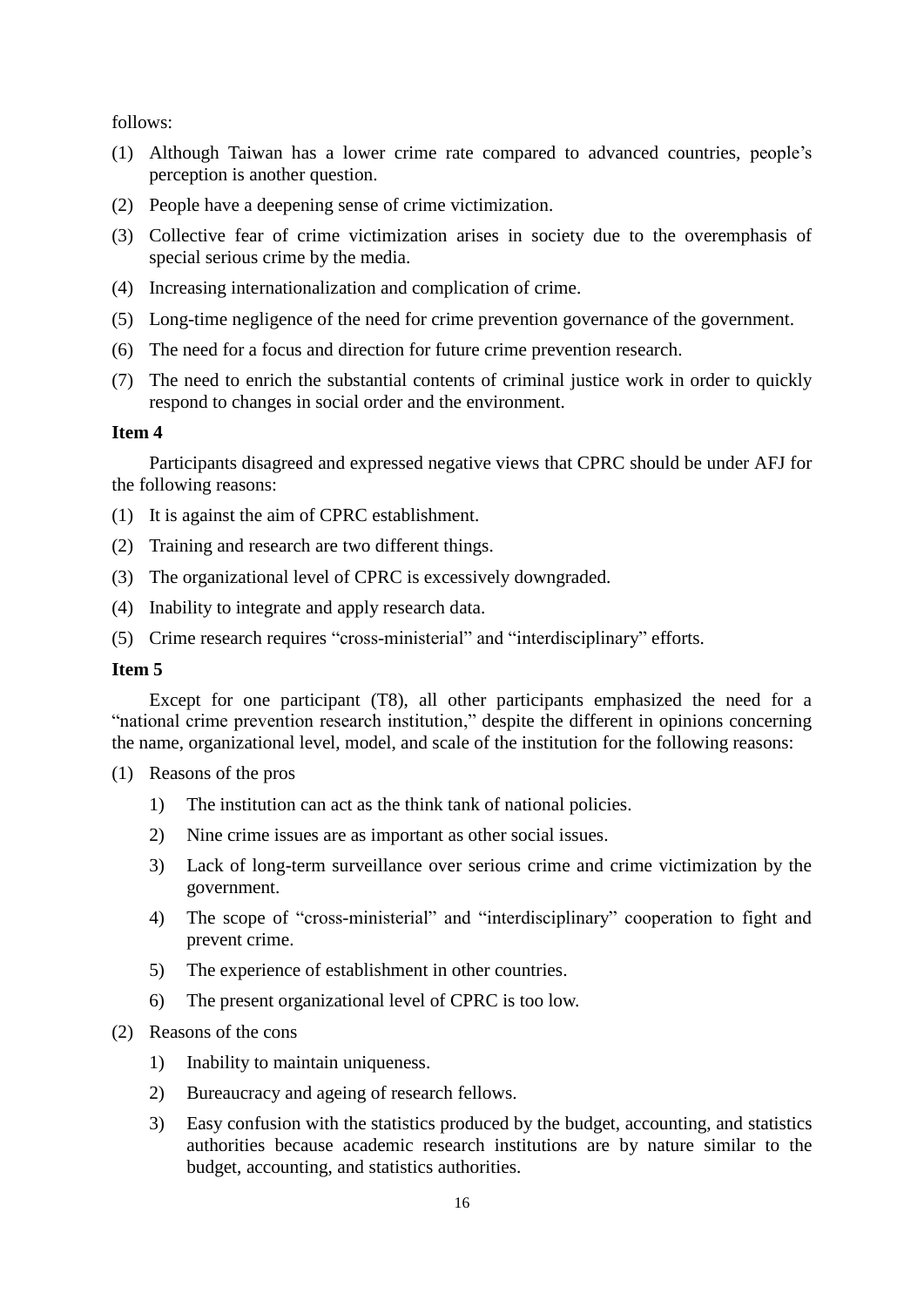follows:

(1) Although Taiwan has a lower crime rate compared to advanced countries, people's perception is another question.

(2) People have a deepening sense of crime victimization.

(3) Collective fear of crime victimization arises in society due to the overemphasis of special serious crime by the media.

(4) Increasing internationalization and complication of crime.

(5) Long-time negligence of the need for crime prevention governance of the government.

(6) The need for a focus and direction for future crime prevention research.

(7) The need to enrich the substantial contents of criminal justice work in order to quickly respond to changes in social order and the environment.

**Item 4**

Participants disagreed and expressed negative views that CPRC should be under AFJ for the following reasons:

(1) It is against the aim of CPRC establishment.

(2) Training and research are two different things.

(3) The organizational level of CPRC is excessively downgraded.

(4) Inability to integrate and apply research data.

(5) Crime research requires "cross-ministerial" and "interdisciplinary" efforts.

**Item 5**

Except for one participant (T8), all other participants emphasized the need for a "national crime prevention research institution," despite the different in opinions concerning the name, organizational level, model, and scale of the institution for the following reasons:

(1) Reasons of the pros

  1) The institution can act as the think tank of national policies.

  2) Nine crime issues are as important as other social issues.

  3) Lack of long-term surveillance over serious crime and crime victimization by the government.

  4) The scope of "cross-ministerial" and "interdisciplinary" cooperation to fight and prevent crime.

  5) The experience of establishment in other countries.

  6) The present organizational level of CPRC is too low.

(2) Reasons of the cons

  1) Inability to maintain uniqueness.

  2) Bureaucracy and ageing of research fellows.

  3) Easy confusion with the statistics produced by the budget, accounting, and statistics authorities because academic research institutions are by nature similar to the budget, accounting, and statistics authorities.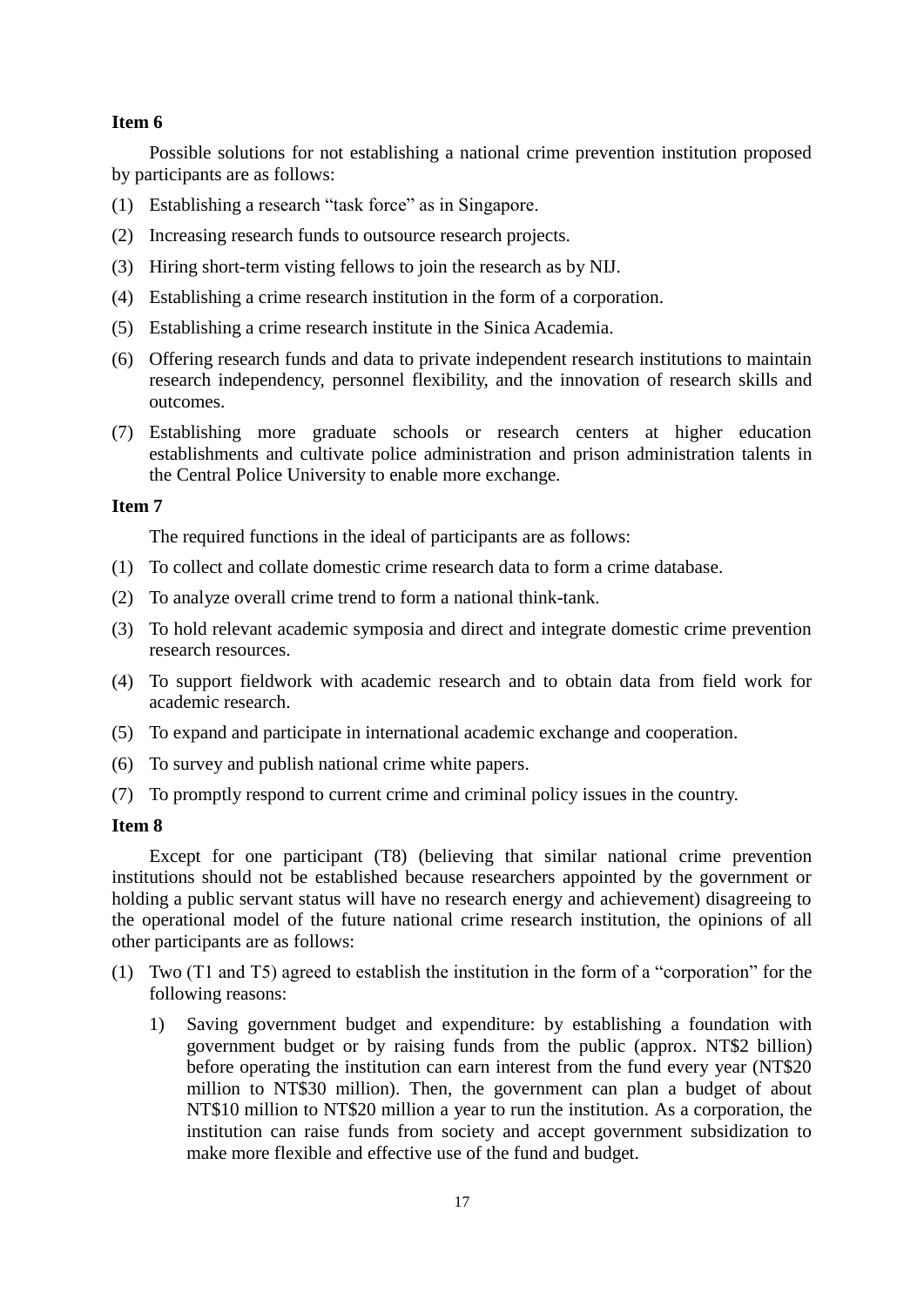**Item 6**

Possible solutions for not establishing a national crime prevention institution proposed by participants are as follows:

(1) Establishing a research "task force" as in Singapore.

(2) Increasing research funds to outsource research projects.

(3) Hiring short-term visting fellows to join the research as by NIJ.

(4) Establishing a crime research institution in the form of a corporation.

(5) Establishing a crime research institute in the Sinica Academia.

(6) Offering research funds and data to private independent research institutions to maintain research independency, personnel flexibility, and the innovation of research skills and outcomes.

(7) Establishing more graduate schools or research centers at higher education establishments and cultivate police administration and prison administration talents in the Central Police University to enable more exchange.

**Item 7**

The required functions in the ideal of participants are as follows:

(1) To collect and collate domestic crime research data to form a crime database.

(2) To analyze overall crime trend to form a national think-tank.

(3) To hold relevant academic symposia and direct and integrate domestic crime prevention research resources.

(4) To support fieldwork with academic research and to obtain data from field work for academic research.

(5) To expand and participate in international academic exchange and cooperation.

(6) To survey and publish national crime white papers.

(7) To promptly respond to current crime and criminal policy issues in the country.

**Item 8**

Except for one participant (T8) (believing that similar national crime prevention institutions should not be established because researchers appointed by the government or holding a public servant status will have no research energy and achievement) disagreeing to the operational model of the future national crime research institution, the opinions of all other participants are as follows:

(1) Two (T1 and T5) agreed to establish the institution in the form of a "corporation" for the following reasons:

   1) Saving government budget and expenditure: by establishing a foundation with government budget or by raising funds from the public (approx. NT$2 billion) before operating the institution can earn interest from the fund every year (NT$20 million to NT$30 million). Then, the government can plan a budget of about NT$10 million to NT$20 million a year to run the institution. As a corporation, the institution can raise funds from society and accept government subsidization to make more flexible and effective use of the fund and budget.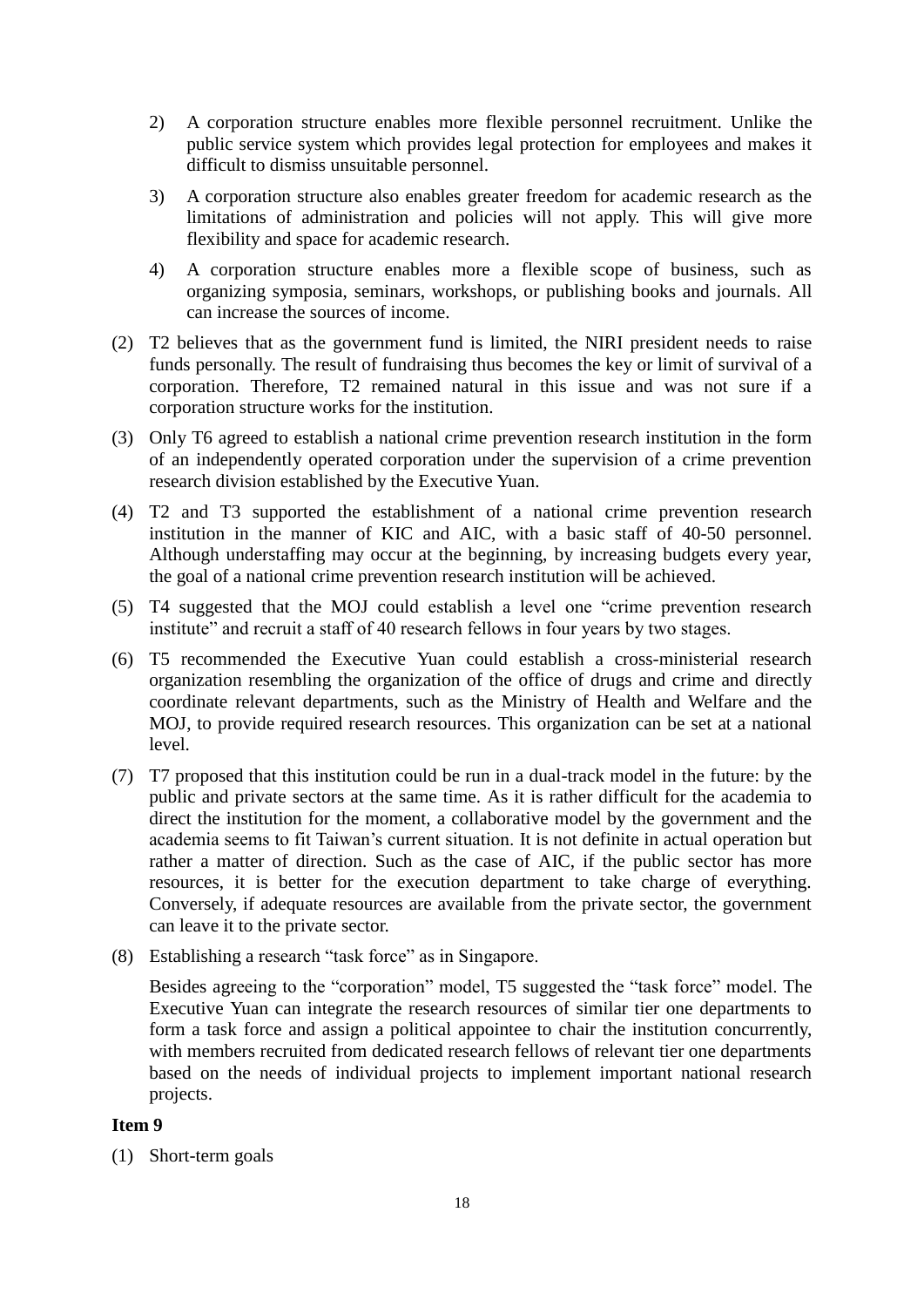2) A corporation structure enables more flexible personnel recruitment. Unlike the public service system which provides legal protection for employees and makes it difficult to dismiss unsuitable personnel.

3) A corporation structure also enables greater freedom for academic research as the limitations of administration and policies will not apply. This will give more flexibility and space for academic research.

4) A corporation structure enables more a flexible scope of business, such as organizing symposia, seminars, workshops, or publishing books and journals. All can increase the sources of income.

(2) T2 believes that as the government fund is limited, the NIRI president needs to raise funds personally. The result of fundraising thus becomes the key or limit of survival of a corporation. Therefore, T2 remained natural in this issue and was not sure if a corporation structure works for the institution.

(3) Only T6 agreed to establish a national crime prevention research institution in the form of an independently operated corporation under the supervision of a crime prevention research division established by the Executive Yuan.

(4) T2 and T3 supported the establishment of a national crime prevention research institution in the manner of KIC and AIC, with a basic staff of 40-50 personnel. Although understaffing may occur at the beginning, by increasing budgets every year, the goal of a national crime prevention research institution will be achieved.

(5) T4 suggested that the MOJ could establish a level one "crime prevention research institute" and recruit a staff of 40 research fellows in four years by two stages.

(6) T5 recommended the Executive Yuan could establish a cross-ministerial research organization resembling the organization of the office of drugs and crime and directly coordinate relevant departments, such as the Ministry of Health and Welfare and the MOJ, to provide required research resources. This organization can be set at a national level.

(7) T7 proposed that this institution could be run in a dual-track model in the future: by the public and private sectors at the same time. As it is rather difficult for the academia to direct the institution for the moment, a collaborative model by the government and the academia seems to fit Taiwan's current situation. It is not definite in actual operation but rather a matter of direction. Such as the case of AIC, if the public sector has more resources, it is better for the execution department to take charge of everything. Conversely, if adequate resources are available from the private sector, the government can leave it to the private sector.

(8) Establishing a research "task force" as in Singapore.

Besides agreeing to the "corporation" model, T5 suggested the "task force" model. The Executive Yuan can integrate the research resources of similar tier one departments to form a task force and assign a political appointee to chair the institution concurrently, with members recruited from dedicated research fellows of relevant tier one departments based on the needs of individual projects to implement important national research projects.

**Item 9**

(1) Short-term goals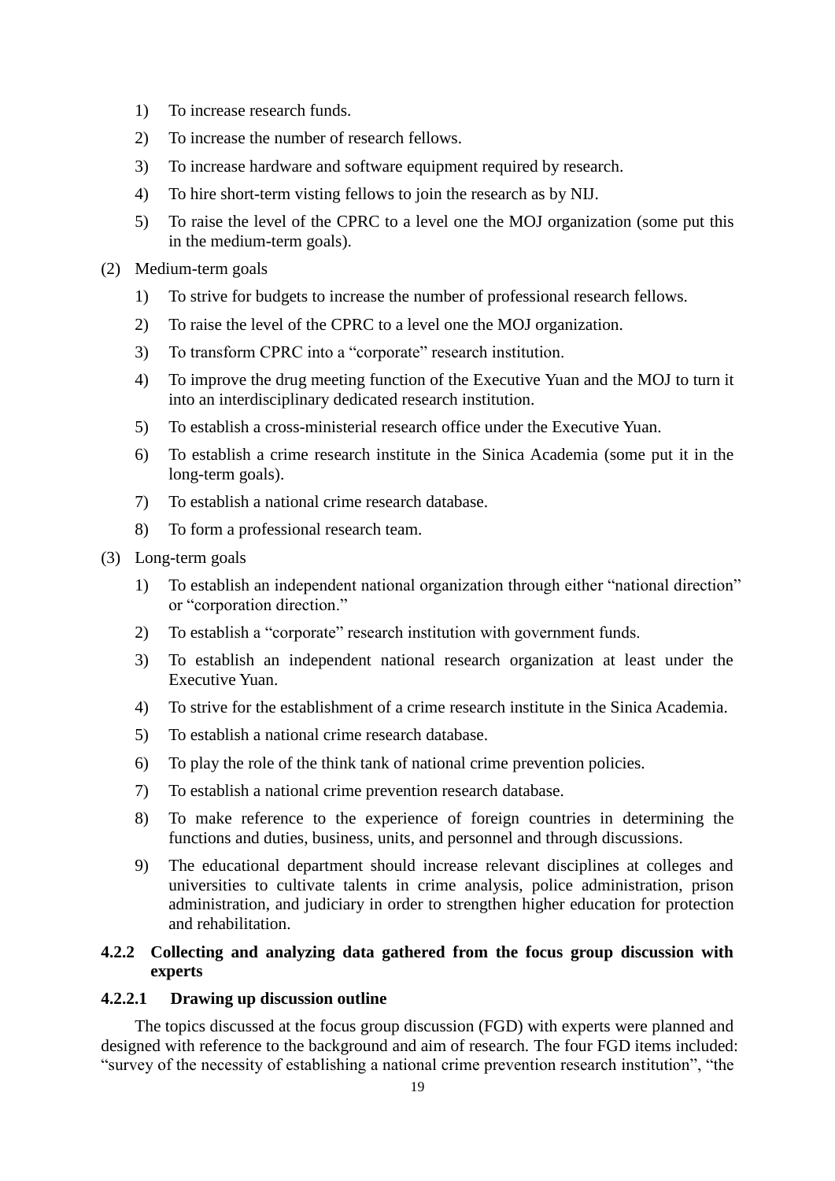1) To increase research funds.
2) To increase the number of research fellows.
3) To increase hardware and software equipment required by research.
4) To hire short-term visting fellows to join the research as by NIJ.
5) To raise the level of the CPRC to a level one the MOJ organization (some put this in the medium-term goals).

(2) Medium-term goals

1) To strive for budgets to increase the number of professional research fellows.
2) To raise the level of the CPRC to a level one the MOJ organization.
3) To transform CPRC into a "corporate" research institution.
4) To improve the drug meeting function of the Executive Yuan and the MOJ to turn it into an interdisciplinary dedicated research institution.
5) To establish a cross-ministerial research office under the Executive Yuan.
6) To establish a crime research institute in the Sinica Academia (some put it in the long-term goals).
7) To establish a national crime research database.
8) To form a professional research team.

(3) Long-term goals

1) To establish an independent national organization through either "national direction" or "corporation direction."
2) To establish a "corporate" research institution with government funds.
3) To establish an independent national research organization at least under the Executive Yuan.
4) To strive for the establishment of a crime research institute in the Sinica Academia.
5) To establish a national crime research database.
6) To play the role of the think tank of national crime prevention policies.
7) To establish a national crime prevention research database.
8) To make reference to the experience of foreign countries in determining the functions and duties, business, units, and personnel and through discussions.
9) The educational department should increase relevant disciplines at colleges and universities to cultivate talents in crime analysis, police administration, prison administration, and judiciary in order to strengthen higher education for protection and rehabilitation.

### 4.2.2 Collecting and analyzing data gathered from the focus group discussion with experts

#### 4.2.2.1 Drawing up discussion outline

The topics discussed at the focus group discussion (FGD) with experts were planned and designed with reference to the background and aim of research. The four FGD items included: "survey of the necessity of establishing a national crime prevention research institution", "the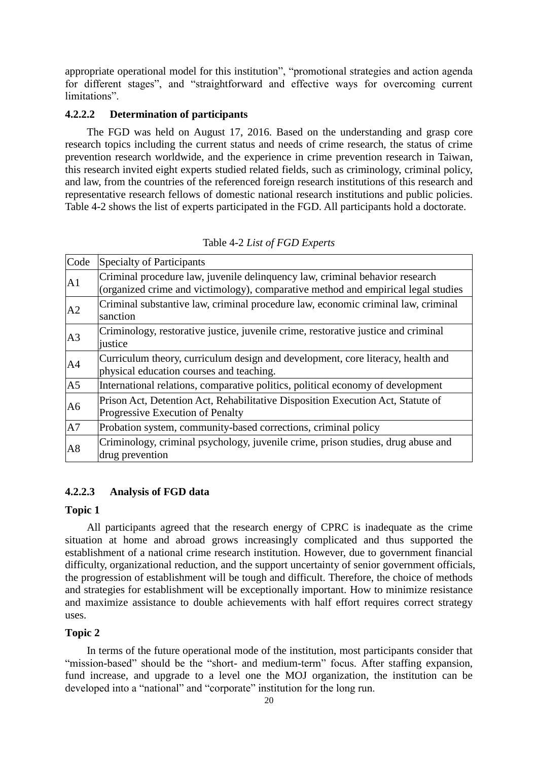appropriate operational model for this institution", "promotional strategies and action agenda for different stages", and "straightforward and effective ways for overcoming current limitations".

#### 4.2.2.2 Determination of participants

The FGD was held on August 17, 2016. Based on the understanding and grasp core research topics including the current status and needs of crime research, the status of crime prevention research worldwide, and the experience in crime prevention research in Taiwan, this research invited eight experts studied related fields, such as criminology, criminal policy, and law, from the countries of the referenced foreign research institutions of this research and representative research fellows of domestic national research institutions and public policies. Table 4-2 shows the list of experts participated in the FGD. All participants hold a doctorate.

Table 4-2 *List of FGD Experts*

| Code | Specialty of Participants |
|---|---|
| A1 | Criminal procedure law, juvenile delinquency law, criminal behavior research (organized crime and victimology), comparative method and empirical legal studies |
| A2 | Criminal substantive law, criminal procedure law, economic criminal law, criminal sanction |
| A3 | Criminology, restorative justice, juvenile crime, restorative justice and criminal justice |
| A4 | Curriculum theory, curriculum design and development, core literacy, health and physical education courses and teaching. |
| A5 | International relations, comparative politics, political economy of development |
| A6 | Prison Act, Detention Act, Rehabilitative Disposition Execution Act, Statute of Progressive Execution of Penalty |
| A7 | Probation system, community-based corrections, criminal policy |
| A8 | Criminology, criminal psychology, juvenile crime, prison studies, drug abuse and drug prevention |

#### 4.2.2.3 Analysis of FGD data

**Topic 1**

All participants agreed that the research energy of CPRC is inadequate as the crime situation at home and abroad grows increasingly complicated and thus supported the establishment of a national crime research institution. However, due to government financial difficulty, organizational reduction, and the support uncertainty of senior government officials, the progression of establishment will be tough and difficult. Therefore, the choice of methods and strategies for establishment will be exceptionally important. How to minimize resistance and maximize assistance to double achievements with half effort requires correct strategy uses.

**Topic 2**

In terms of the future operational mode of the institution, most participants consider that "mission-based" should be the "short- and medium-term" focus. After staffing expansion, fund increase, and upgrade to a level one the MOJ organization, the institution can be developed into a "national" and "corporate" institution for the long run.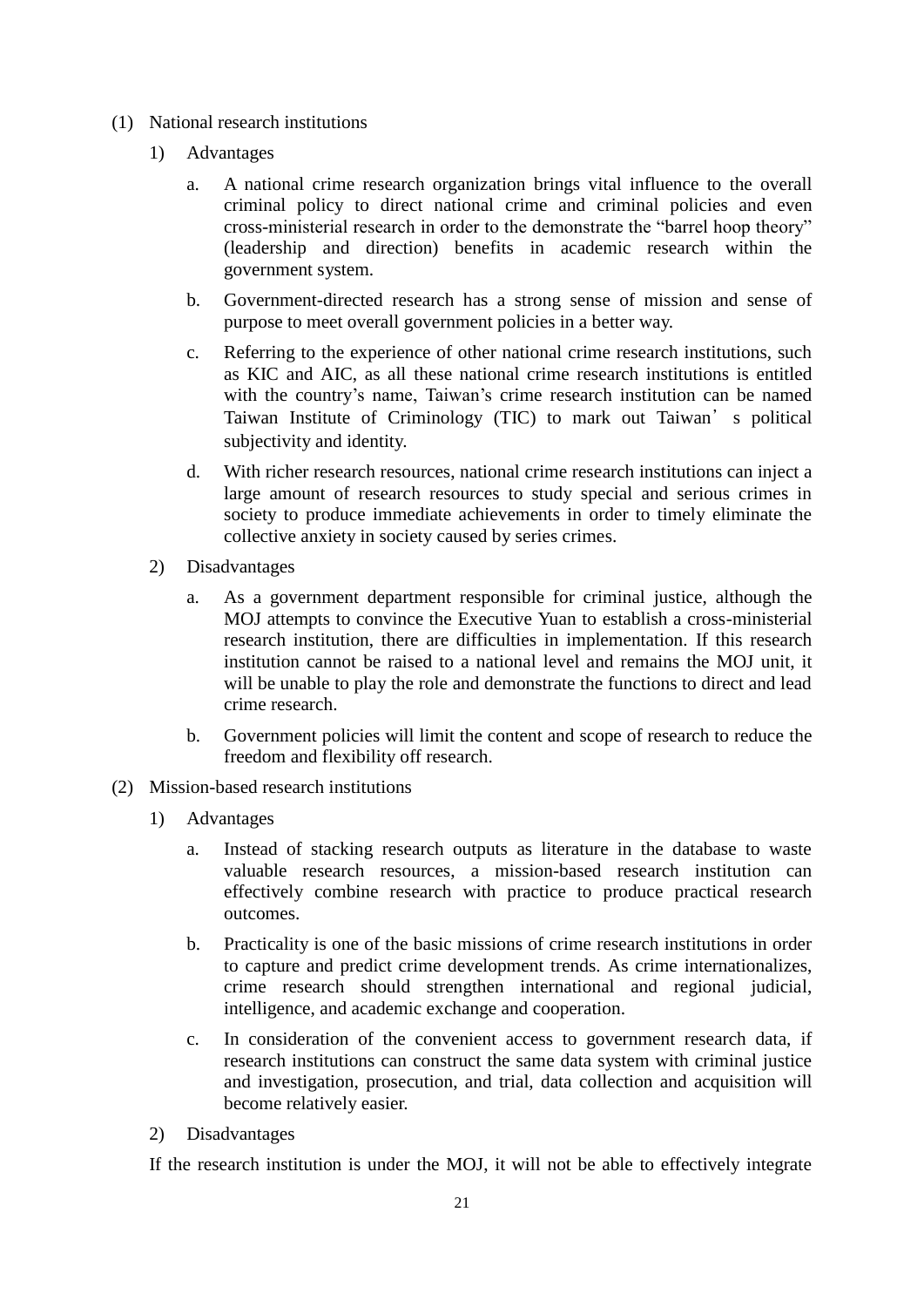(1) National research institutions

1) Advantages

a. A national crime research organization brings vital influence to the overall criminal policy to direct national crime and criminal policies and even cross-ministerial research in order to the demonstrate the "barrel hoop theory" (leadership and direction) benefits in academic research within the government system.

b. Government-directed research has a strong sense of mission and sense of purpose to meet overall government policies in a better way.

c. Referring to the experience of other national crime research institutions, such as KIC and AIC, as all these national crime research institutions is entitled with the country's name, Taiwan's crime research institution can be named Taiwan Institute of Criminology (TIC) to mark out Taiwan' s political subjectivity and identity.

d. With richer research resources, national crime research institutions can inject a large amount of research resources to study special and serious crimes in society to produce immediate achievements in order to timely eliminate the collective anxiety in society caused by series crimes.

2) Disadvantages

a. As a government department responsible for criminal justice, although the MOJ attempts to convince the Executive Yuan to establish a cross-ministerial research institution, there are difficulties in implementation. If this research institution cannot be raised to a national level and remains the MOJ unit, it will be unable to play the role and demonstrate the functions to direct and lead crime research.

b. Government policies will limit the content and scope of research to reduce the freedom and flexibility off research.

(2) Mission-based research institutions

1) Advantages

a. Instead of stacking research outputs as literature in the database to waste valuable research resources, a mission-based research institution can effectively combine research with practice to produce practical research outcomes.

b. Practicality is one of the basic missions of crime research institutions in order to capture and predict crime development trends. As crime internationalizes, crime research should strengthen international and regional judicial, intelligence, and academic exchange and cooperation.

c. In consideration of the convenient access to government research data, if research institutions can construct the same data system with criminal justice and investigation, prosecution, and trial, data collection and acquisition will become relatively easier.

2) Disadvantages

If the research institution is under the MOJ, it will not be able to effectively integrate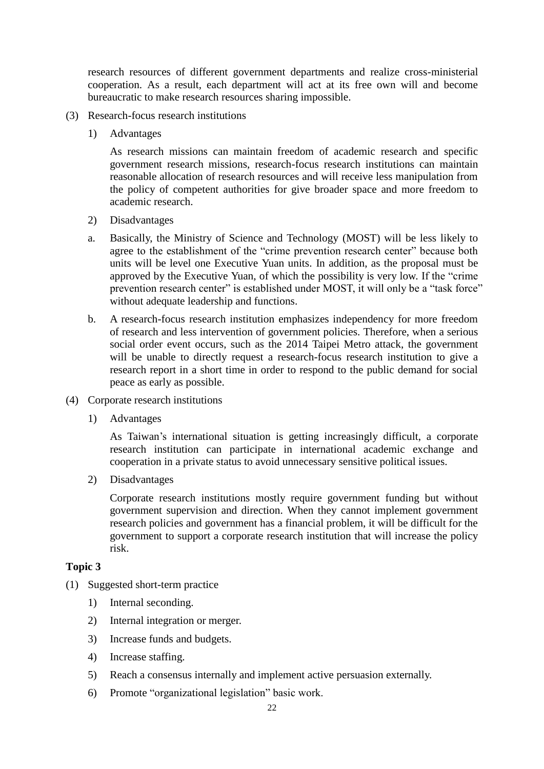research resources of different government departments and realize cross-ministerial cooperation. As a result, each department will act at its free own will and become bureaucratic to make research resources sharing impossible.

(3) Research-focus research institutions

1) Advantages

As research missions can maintain freedom of academic research and specific government research missions, research-focus research institutions can maintain reasonable allocation of research resources and will receive less manipulation from the policy of competent authorities for give broader space and more freedom to academic research.

2) Disadvantages

a. Basically, the Ministry of Science and Technology (MOST) will be less likely to agree to the establishment of the “crime prevention research center” because both units will be level one Executive Yuan units. In addition, as the proposal must be approved by the Executive Yuan, of which the possibility is very low. If the “crime prevention research center” is established under MOST, it will only be a “task force” without adequate leadership and functions.

b. A research-focus research institution emphasizes independency for more freedom of research and less intervention of government policies. Therefore, when a serious social order event occurs, such as the 2014 Taipei Metro attack, the government will be unable to directly request a research-focus research institution to give a research report in a short time in order to respond to the public demand for social peace as early as possible.

(4) Corporate research institutions

1) Advantages

As Taiwan’s international situation is getting increasingly difficult, a corporate research institution can participate in international academic exchange and cooperation in a private status to avoid unnecessary sensitive political issues.

2) Disadvantages

Corporate research institutions mostly require government funding but without government supervision and direction. When they cannot implement government research policies and government has a financial problem, it will be difficult for the government to support a corporate research institution that will increase the policy risk.

**Topic 3**

(1) Suggested short-term practice

1) Internal seconding.

2) Internal integration or merger.

3) Increase funds and budgets.

4) Increase staffing.

5) Reach a consensus internally and implement active persuasion externally.

6) Promote “organizational legislation” basic work.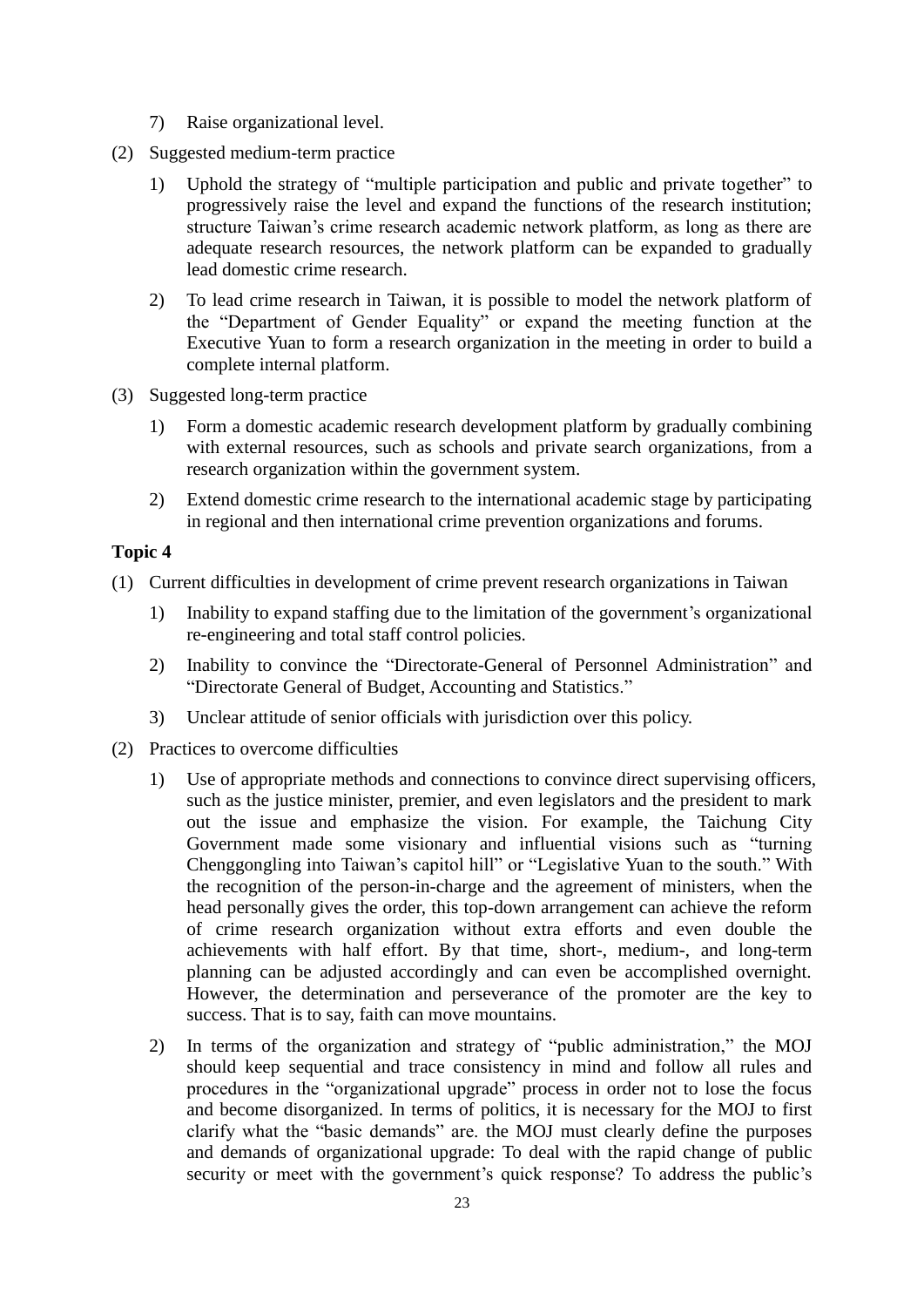7) Raise organizational level.

(2) Suggested medium-term practice

1) Uphold the strategy of "multiple participation and public and private together" to progressively raise the level and expand the functions of the research institution; structure Taiwan's crime research academic network platform, as long as there are adequate research resources, the network platform can be expanded to gradually lead domestic crime research.

2) To lead crime research in Taiwan, it is possible to model the network platform of the "Department of Gender Equality" or expand the meeting function at the Executive Yuan to form a research organization in the meeting in order to build a complete internal platform.

(3) Suggested long-term practice

1) Form a domestic academic research development platform by gradually combining with external resources, such as schools and private search organizations, from a research organization within the government system.

2) Extend domestic crime research to the international academic stage by participating in regional and then international crime prevention organizations and forums.

**Topic 4**

(1) Current difficulties in development of crime prevent research organizations in Taiwan

1) Inability to expand staffing due to the limitation of the government's organizational re-engineering and total staff control policies.

2) Inability to convince the "Directorate-General of Personnel Administration" and "Directorate General of Budget, Accounting and Statistics."

3) Unclear attitude of senior officials with jurisdiction over this policy.

(2) Practices to overcome difficulties

1) Use of appropriate methods and connections to convince direct supervising officers, such as the justice minister, premier, and even legislators and the president to mark out the issue and emphasize the vision. For example, the Taichung City Government made some visionary and influential visions such as "turning Chenggongling into Taiwan's capitol hill" or "Legislative Yuan to the south." With the recognition of the person-in-charge and the agreement of ministers, when the head personally gives the order, this top-down arrangement can achieve the reform of crime research organization without extra efforts and even double the achievements with half effort. By that time, short-, medium-, and long-term planning can be adjusted accordingly and can even be accomplished overnight. However, the determination and perseverance of the promoter are the key to success. That is to say, faith can move mountains.

2) In terms of the organization and strategy of "public administration," the MOJ should keep sequential and trace consistency in mind and follow all rules and procedures in the "organizational upgrade" process in order not to lose the focus and become disorganized. In terms of politics, it is necessary for the MOJ to first clarify what the "basic demands" are. the MOJ must clearly define the purposes and demands of organizational upgrade: To deal with the rapid change of public security or meet with the government's quick response? To address the public's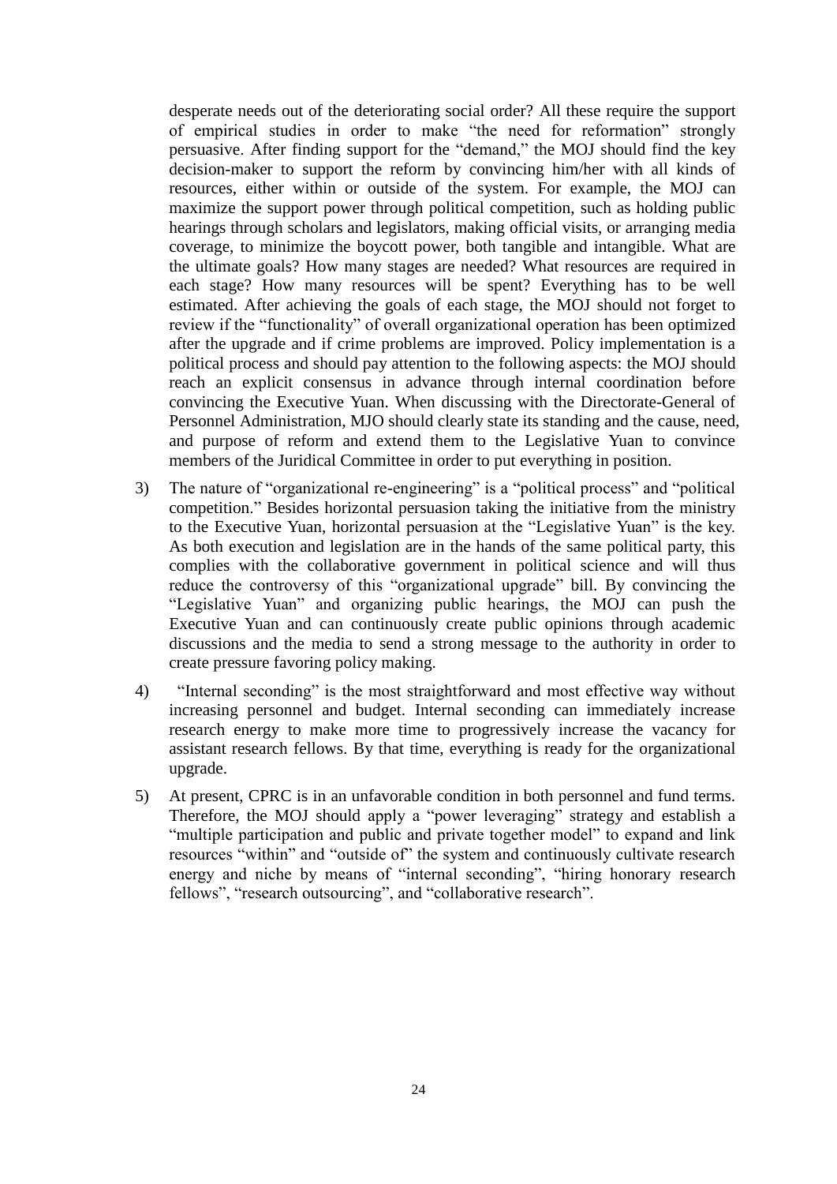desperate needs out of the deteriorating social order? All these require the support of empirical studies in order to make "the need for reformation" strongly persuasive. After finding support for the "demand," the MOJ should find the key decision-maker to support the reform by convincing him/her with all kinds of resources, either within or outside of the system. For example, the MOJ can maximize the support power through political competition, such as holding public hearings through scholars and legislators, making official visits, or arranging media coverage, to minimize the boycott power, both tangible and intangible. What are the ultimate goals? How many stages are needed? What resources are required in each stage? How many resources will be spent? Everything has to be well estimated. After achieving the goals of each stage, the MOJ should not forget to review if the "functionality" of overall organizational operation has been optimized after the upgrade and if crime problems are improved. Policy implementation is a political process and should pay attention to the following aspects: the MOJ should reach an explicit consensus in advance through internal coordination before convincing the Executive Yuan. When discussing with the Directorate-General of Personnel Administration, MJO should clearly state its standing and the cause, need, and purpose of reform and extend them to the Legislative Yuan to convince members of the Juridical Committee in order to put everything in position.

3) The nature of "organizational re-engineering" is a "political process" and "political competition." Besides horizontal persuasion taking the initiative from the ministry to the Executive Yuan, horizontal persuasion at the "Legislative Yuan" is the key. As both execution and legislation are in the hands of the same political party, this complies with the collaborative government in political science and will thus reduce the controversy of this "organizational upgrade" bill. By convincing the "Legislative Yuan" and organizing public hearings, the MOJ can push the Executive Yuan and can continuously create public opinions through academic discussions and the media to send a strong message to the authority in order to create pressure favoring policy making.

4) "Internal seconding" is the most straightforward and most effective way without increasing personnel and budget. Internal seconding can immediately increase research energy to make more time to progressively increase the vacancy for assistant research fellows. By that time, everything is ready for the organizational upgrade.

5) At present, CPRC is in an unfavorable condition in both personnel and fund terms. Therefore, the MOJ should apply a "power leveraging" strategy and establish a "multiple participation and public and private together model" to expand and link resources "within" and "outside of" the system and continuously cultivate research energy and niche by means of "internal seconding", "hiring honorary research fellows", "research outsourcing", and "collaborative research".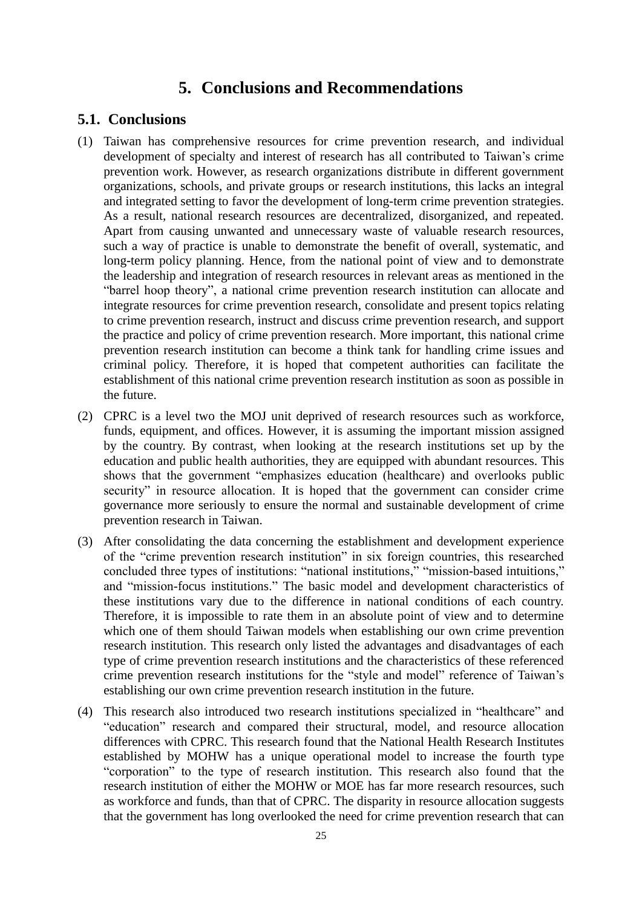# 5. Conclusions and Recommendations

## 5.1. Conclusions

(1) Taiwan has comprehensive resources for crime prevention research, and individual development of specialty and interest of research has all contributed to Taiwan's crime prevention work. However, as research organizations distribute in different government organizations, schools, and private groups or research institutions, this lacks an integral and integrated setting to favor the development of long-term crime prevention strategies. As a result, national research resources are decentralized, disorganized, and repeated. Apart from causing unwanted and unnecessary waste of valuable research resources, such a way of practice is unable to demonstrate the benefit of overall, systematic, and long-term policy planning. Hence, from the national point of view and to demonstrate the leadership and integration of research resources in relevant areas as mentioned in the "barrel hoop theory", a national crime prevention research institution can allocate and integrate resources for crime prevention research, consolidate and present topics relating to crime prevention research, instruct and discuss crime prevention research, and support the practice and policy of crime prevention research. More important, this national crime prevention research institution can become a think tank for handling crime issues and criminal policy. Therefore, it is hoped that competent authorities can facilitate the establishment of this national crime prevention research institution as soon as possible in the future.

(2) CPRC is a level two the MOJ unit deprived of research resources such as workforce, funds, equipment, and offices. However, it is assuming the important mission assigned by the country. By contrast, when looking at the research institutions set up by the education and public health authorities, they are equipped with abundant resources. This shows that the government "emphasizes education (healthcare) and overlooks public security" in resource allocation. It is hoped that the government can consider crime governance more seriously to ensure the normal and sustainable development of crime prevention research in Taiwan.

(3) After consolidating the data concerning the establishment and development experience of the "crime prevention research institution" in six foreign countries, this researched concluded three types of institutions: "national institutions," "mission-based intuitions," and "mission-focus institutions." The basic model and development characteristics of these institutions vary due to the difference in national conditions of each country. Therefore, it is impossible to rate them in an absolute point of view and to determine which one of them should Taiwan models when establishing our own crime prevention research institution. This research only listed the advantages and disadvantages of each type of crime prevention research institutions and the characteristics of these referenced crime prevention research institutions for the "style and model" reference of Taiwan's establishing our own crime prevention research institution in the future.

(4) This research also introduced two research institutions specialized in "healthcare" and "education" research and compared their structural, model, and resource allocation differences with CPRC. This research found that the National Health Research Institutes established by MOHW has a unique operational model to increase the fourth type "corporation" to the type of research institution. This research also found that the research institution of either the MOHW or MOE has far more research resources, such as workforce and funds, than that of CPRC. The disparity in resource allocation suggests that the government has long overlooked the need for crime prevention research that can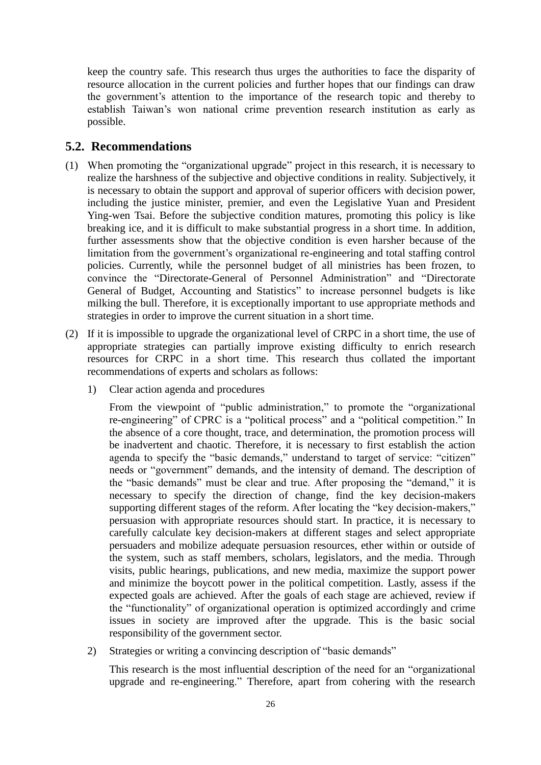keep the country safe. This research thus urges the authorities to face the disparity of resource allocation in the current policies and further hopes that our findings can draw the government's attention to the importance of the research topic and thereby to establish Taiwan's won national crime prevention research institution as early as possible.

## 5.2. Recommendations

(1) When promoting the "organizational upgrade" project in this research, it is necessary to realize the harshness of the subjective and objective conditions in reality. Subjectively, it is necessary to obtain the support and approval of superior officers with decision power, including the justice minister, premier, and even the Legislative Yuan and President Ying-wen Tsai. Before the subjective condition matures, promoting this policy is like breaking ice, and it is difficult to make substantial progress in a short time. In addition, further assessments show that the objective condition is even harsher because of the limitation from the government's organizational re-engineering and total staffing control policies. Currently, while the personnel budget of all ministries has been frozen, to convince the "Directorate-General of Personnel Administration" and "Directorate General of Budget, Accounting and Statistics" to increase personnel budgets is like milking the bull. Therefore, it is exceptionally important to use appropriate methods and strategies in order to improve the current situation in a short time.

(2) If it is impossible to upgrade the organizational level of CRPC in a short time, the use of appropriate strategies can partially improve existing difficulty to enrich research resources for CRPC in a short time. This research thus collated the important recommendations of experts and scholars as follows:

   1) Clear action agenda and procedures

      From the viewpoint of "public administration," to promote the "organizational re-engineering" of CPRC is a "political process" and a "political competition." In the absence of a core thought, trace, and determination, the promotion process will be inadvertent and chaotic. Therefore, it is necessary to first establish the action agenda to specify the "basic demands," understand to target of service: "citizen" needs or "government" demands, and the intensity of demand. The description of the "basic demands" must be clear and true. After proposing the "demand," it is necessary to specify the direction of change, find the key decision-makers supporting different stages of the reform. After locating the "key decision-makers," persuasion with appropriate resources should start. In practice, it is necessary to carefully calculate key decision-makers at different stages and select appropriate persuaders and mobilize adequate persuasion resources, ether within or outside of the system, such as staff members, scholars, legislators, and the media. Through visits, public hearings, publications, and new media, maximize the support power and minimize the boycott power in the political competition. Lastly, assess if the expected goals are achieved. After the goals of each stage are achieved, review if the "functionality" of organizational operation is optimized accordingly and crime issues in society are improved after the upgrade. This is the basic social responsibility of the government sector.

   2) Strategies or writing a convincing description of "basic demands"

      This research is the most influential description of the need for an "organizational upgrade and re-engineering." Therefore, apart from cohering with the research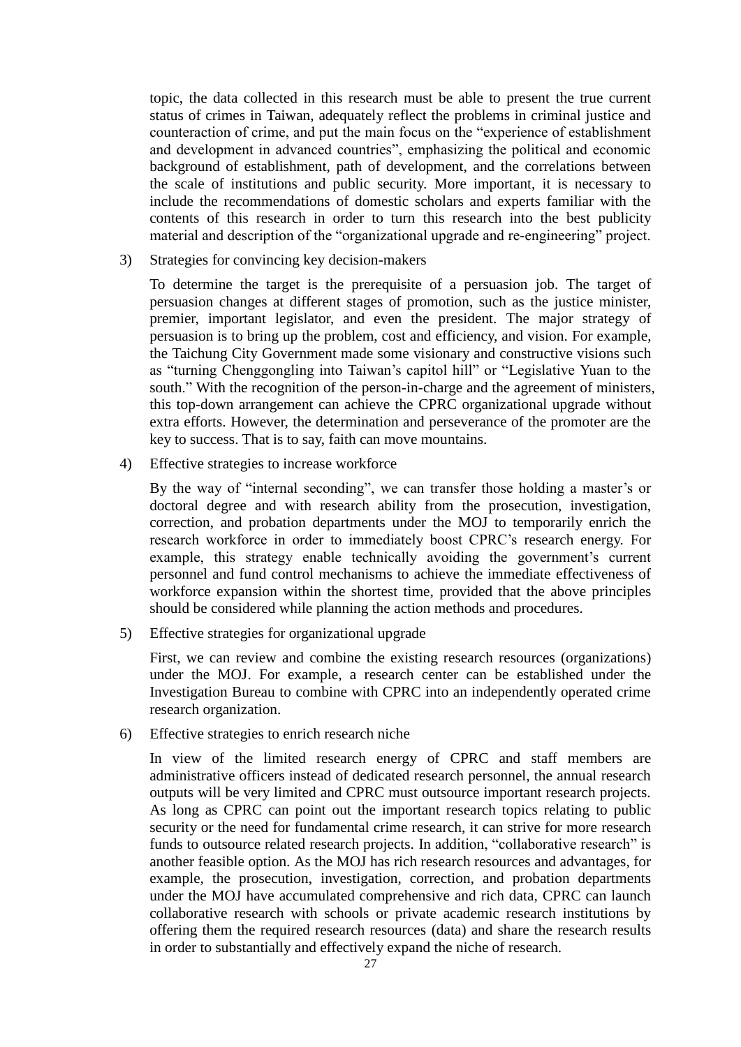topic, the data collected in this research must be able to present the true current status of crimes in Taiwan, adequately reflect the problems in criminal justice and counteraction of crime, and put the main focus on the "experience of establishment and development in advanced countries", emphasizing the political and economic background of establishment, path of development, and the correlations between the scale of institutions and public security. More important, it is necessary to include the recommendations of domestic scholars and experts familiar with the contents of this research in order to turn this research into the best publicity material and description of the "organizational upgrade and re-engineering" project.

3) Strategies for convincing key decision-makers

   To determine the target is the prerequisite of a persuasion job. The target of persuasion changes at different stages of promotion, such as the justice minister, premier, important legislator, and even the president. The major strategy of persuasion is to bring up the problem, cost and efficiency, and vision. For example, the Taichung City Government made some visionary and constructive visions such as "turning Chenggongling into Taiwan's capitol hill" or "Legislative Yuan to the south." With the recognition of the person-in-charge and the agreement of ministers, this top-down arrangement can achieve the CPRC organizational upgrade without extra efforts. However, the determination and perseverance of the promoter are the key to success. That is to say, faith can move mountains.

4) Effective strategies to increase workforce

   By the way of "internal seconding", we can transfer those holding a master's or doctoral degree and with research ability from the prosecution, investigation, correction, and probation departments under the MOJ to temporarily enrich the research workforce in order to immediately boost CPRC's research energy. For example, this strategy enable technically avoiding the government's current personnel and fund control mechanisms to achieve the immediate effectiveness of workforce expansion within the shortest time, provided that the above principles should be considered while planning the action methods and procedures.

5) Effective strategies for organizational upgrade

   First, we can review and combine the existing research resources (organizations) under the MOJ. For example, a research center can be established under the Investigation Bureau to combine with CPRC into an independently operated crime research organization.

6) Effective strategies to enrich research niche

   In view of the limited research energy of CPRC and staff members are administrative officers instead of dedicated research personnel, the annual research outputs will be very limited and CPRC must outsource important research projects. As long as CPRC can point out the important research topics relating to public security or the need for fundamental crime research, it can strive for more research funds to outsource related research projects. In addition, "collaborative research" is another feasible option. As the MOJ has rich research resources and advantages, for example, the prosecution, investigation, correction, and probation departments under the MOJ have accumulated comprehensive and rich data, CPRC can launch collaborative research with schools or private academic research institutions by offering them the required research resources (data) and share the research results in order to substantially and effectively expand the niche of research.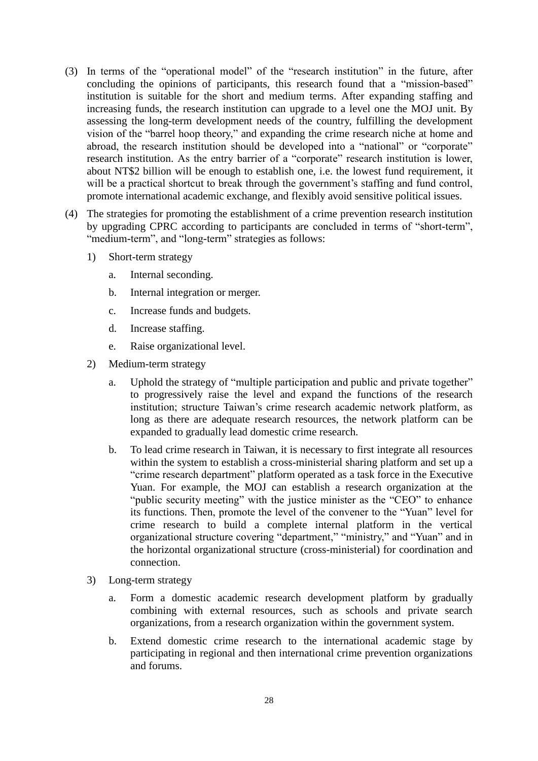(3) In terms of the "operational model" of the "research institution" in the future, after concluding the opinions of participants, this research found that a "mission-based" institution is suitable for the short and medium terms. After expanding staffing and increasing funds, the research institution can upgrade to a level one the MOJ unit. By assessing the long-term development needs of the country, fulfilling the development vision of the "barrel hoop theory," and expanding the crime research niche at home and abroad, the research institution should be developed into a "national" or "corporate" research institution. As the entry barrier of a "corporate" research institution is lower, about NT$2 billion will be enough to establish one, i.e. the lowest fund requirement, it will be a practical shortcut to break through the government's staffing and fund control, promote international academic exchange, and flexibly avoid sensitive political issues.

(4) The strategies for promoting the establishment of a crime prevention research institution by upgrading CPRC according to participants are concluded in terms of "short-term", "medium-term", and "long-term" strategies as follows:

1) Short-term strategy

   a. Internal seconding.

   b. Internal integration or merger.

   c. Increase funds and budgets.

   d. Increase staffing.

   e. Raise organizational level.

2) Medium-term strategy

   a. Uphold the strategy of "multiple participation and public and private together" to progressively raise the level and expand the functions of the research institution; structure Taiwan's crime research academic network platform, as long as there are adequate research resources, the network platform can be expanded to gradually lead domestic crime research.

   b. To lead crime research in Taiwan, it is necessary to first integrate all resources within the system to establish a cross-ministerial sharing platform and set up a "crime research department" platform operated as a task force in the Executive Yuan. For example, the MOJ can establish a research organization at the "public security meeting" with the justice minister as the "CEO" to enhance its functions. Then, promote the level of the convener to the "Yuan" level for crime research to build a complete internal platform in the vertical organizational structure covering "department," "ministry," and "Yuan" and in the horizontal organizational structure (cross-ministerial) for coordination and connection.

3) Long-term strategy

   a. Form a domestic academic research development platform by gradually combining with external resources, such as schools and private search organizations, from a research organization within the government system.

   b. Extend domestic crime research to the international academic stage by participating in regional and then international crime prevention organizations and forums.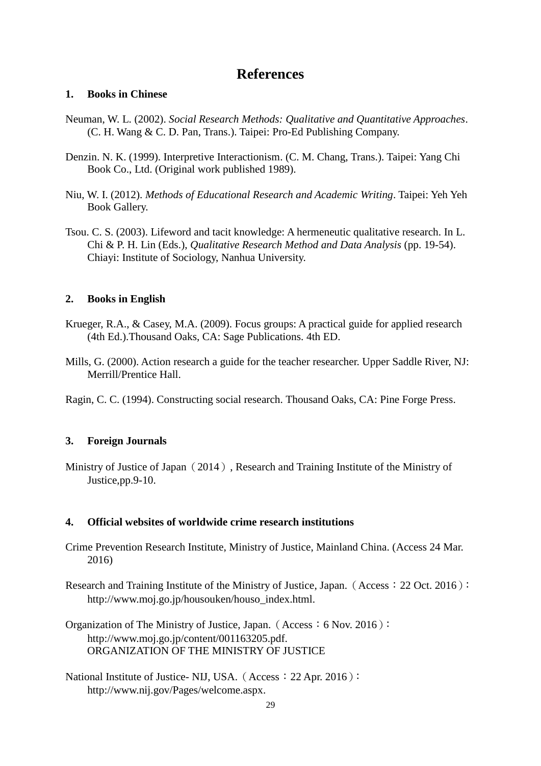# References

**1. Books in Chinese**

Neuman, W. L. (2002). *Social Research Methods: Qualitative and Quantitative Approaches*. (C. H. Wang & C. D. Pan, Trans.). Taipei: Pro-Ed Publishing Company.

Denzin. N. K. (1999). Interpretive Interactionism. (C. M. Chang, Trans.). Taipei: Yang Chi Book Co., Ltd. (Original work published 1989).

Niu, W. I. (2012). *Methods of Educational Research and Academic Writing*. Taipei: Yeh Yeh Book Gallery.

Tsou. C. S. (2003). Lifeword and tacit knowledge: A hermeneutic qualitative research. In L. Chi & P. H. Lin (Eds.), *Qualitative Research Method and Data Analysis* (pp. 19-54). Chiayi: Institute of Sociology, Nanhua University.

**2. Books in English**

Krueger, R.A., & Casey, M.A. (2009). Focus groups: A practical guide for applied research (4th Ed.).Thousand Oaks, CA: Sage Publications. 4th ED.

Mills, G. (2000). Action research a guide for the teacher researcher. Upper Saddle River, NJ: Merrill/Prentice Hall.

Ragin, C. C. (1994). Constructing social research. Thousand Oaks, CA: Pine Forge Press.

**3. Foreign Journals**

Ministry of Justice of Japan（2014）, Research and Training Institute of the Ministry of Justice,pp.9-10.

**4. Official websites of worldwide crime research institutions**

Crime Prevention Research Institute, Ministry of Justice, Mainland China. (Access 24 Mar. 2016)

Research and Training Institute of the Ministry of Justice, Japan.（Access：22 Oct. 2016）: http://www.moj.go.jp/housouken/houso_index.html.

Organization of The Ministry of Justice, Japan.（Access：6 Nov. 2016）: http://www.moj.go.jp/content/001163205.pdf.
ORGANIZATION OF THE MINISTRY OF JUSTICE

National Institute of Justice- NIJ, USA.（Access：22 Apr. 2016）: http://www.nij.gov/Pages/welcome.aspx.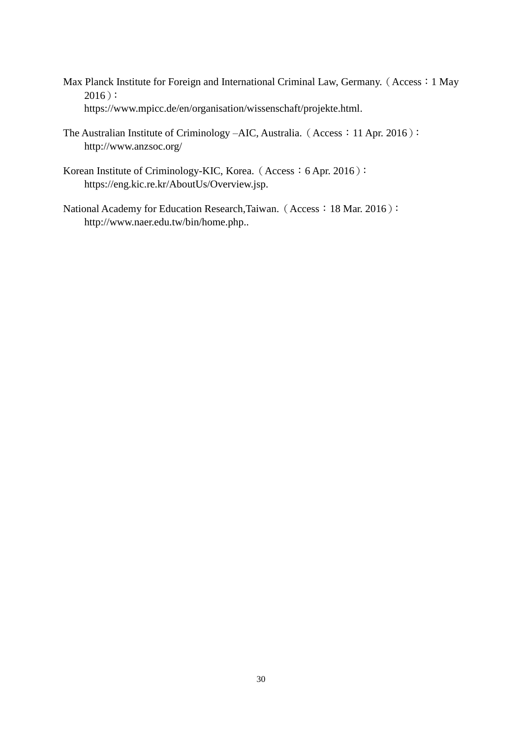Max Planck Institute for Foreign and International Criminal Law, Germany.（Access：1 May 2016）：
https://www.mpicc.de/en/organisation/wissenschaft/projekte.html.

The Australian Institute of Criminology –AIC, Australia.（Access：11 Apr. 2016）：
http://www.anzsoc.org/

Korean Institute of Criminology-KIC, Korea.（Access：6 Apr. 2016）：
https://eng.kic.re.kr/AboutUs/Overview.jsp.

National Academy for Education Research,Taiwan.（Access：18 Mar. 2016）：
http://www.naer.edu.tw/bin/home.php..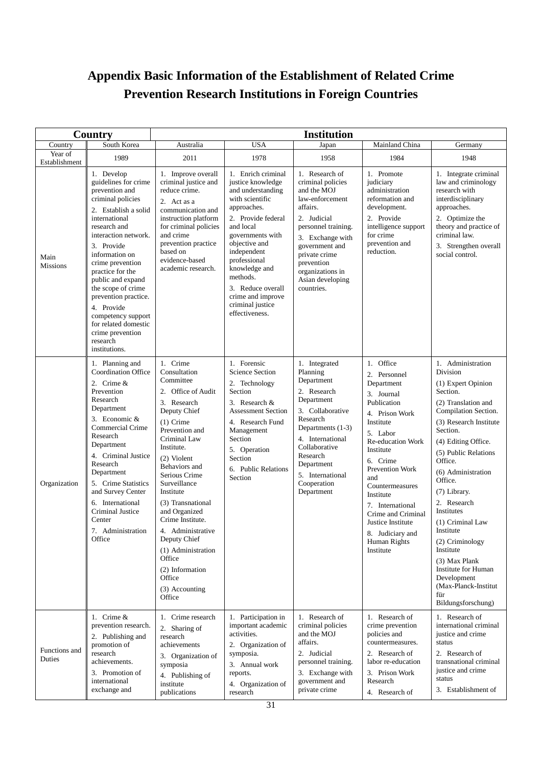# Appendix Basic Information of the Establishment of Related Crime Prevention Research Institutions in Foreign Countries

| Country | Institution | | | | | |
|---|---|---|---|---|---|---|
| Country | South Korea | Australia | USA | Japan | Mainland China | Germany |
| Year of Establishment | 1989 | 2011 | 1978 | 1958 | 1984 | 1948 |
| Main Missions | 1. Develop guidelines for crime prevention and criminal policies<br>2. Establish a solid international research and interaction network.<br>3. Provide information on crime prevention practice for the public and expand the scope of crime prevention practice.<br>4. Provide competency support for related domestic crime prevention research institutions. | 1. Improve overall criminal justice and reduce crime.<br>2. Act as a communication and instruction platform for criminal policies and crime prevention practice based on evidence-based academic research. | 1. Enrich criminal justice knowledge and understanding with scientific approaches.<br>2. Provide federal and local governments with objective and independent professional knowledge and methods.<br>3. Reduce overall crime and improve criminal justice effectiveness. | 1. Research of criminal policies and the MOJ law-enforcement affairs.<br>2. Judicial personnel training.<br>3. Exchange with government and private crime prevention organizations in Asian developing countries. | 1. Promote judiciary administration reformation and development.<br>2. Provide intelligence support for crime prevention and reduction. | 1. Integrate criminal law and criminology research with interdisciplinary approaches.<br>2. Optimize the theory and practice of criminal law.<br>3. Strengthen overall social control. |
| Organization | 1. Planning and Coordination Office<br>2. Crime & Prevention Research Department<br>3. Economic & Commercial Crime Research Department<br>4. Criminal Justice Research Department<br>5. Crime Statistics and Survey Center<br>6. International Criminal Justice Center<br>7. Administration Office | 1. Crime Consultation Committee<br>2. Office of Audit<br>3. Research Deputy Chief<br>(1) Crime Prevention and Criminal Law Institute.<br>(2) Violent Behaviors and Serious Crime Surveillance Institute<br>(3) Transnational and Organized Crime Institute.<br>4. Administrative Deputy Chief<br>(1) Administration Office<br>(2) Information Office<br>(3) Accounting Office | 1. Forensic Science Section<br>2. Technology Section<br>3. Research & Assessment Section<br>4. Research Fund Management Section<br>5. Operation Section<br>6. Public Relations Section | 1. Integrated Planning Department<br>2. Research Department<br>3. Collaborative Research Departments (1-3)<br>4. International Collaborative Research Department<br>5. International Cooperation Department | 1. Office<br>2. Personnel Department<br>3. Journal Publication<br>4. Prison Work Institute<br>5. Labor Re-education Work Institute<br>6. Crime Prevention Work and Countermeasures Institute<br>7. International Crime and Criminal Justice Institute<br>8. Judiciary and Human Rights Institute | 1. Administration Division<br>(1) Expert Opinion Section.<br>(2) Translation and Compilation Section.<br>(3) Research Institute Section.<br>(4) Editing Office.<br>(5) Public Relations Office.<br>(6) Administration Office.<br>(7) Library.<br>2. Research Institutes<br>(1) Criminal Law Institute<br>(2) Criminology Institute<br>(3) Max Plank Institute for Human Development (Max-Planck-Institut für Bildungsforschung) |
| Functions and Duties | 1. Crime & prevention research.<br>2. Publishing and promotion of research achievements.<br>3. Promotion of international exchange and | 1. Crime research<br>2. Sharing of research achievements<br>3. Organization of symposia<br>4. Publishing of institute publications | 1. Participation in important academic activities.<br>2. Organization of symposia.<br>3. Annual work reports.<br>4. Organization of research | 1. Research of criminal policies and the MOJ affairs.<br>2. Judicial personnel training.<br>3. Exchange with government and private crime | 1. Research of crime prevention policies and countermeasures.<br>2. Research of labor re-education<br>3. Prison Work Research<br>4. Research of | 1. Research of international criminal justice and crime status<br>2. Research of transnational criminal justice and crime status<br>3. Establishment of |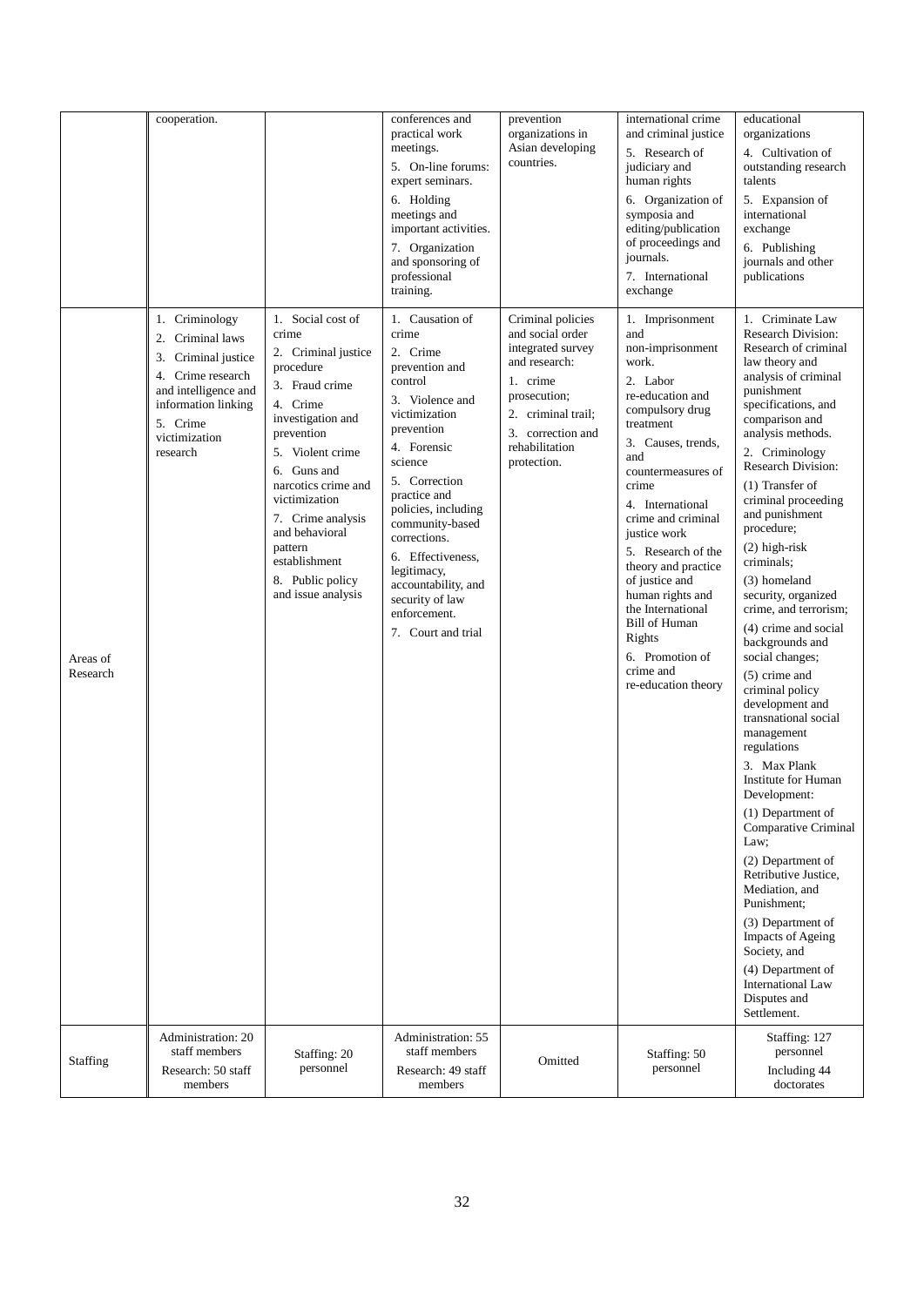| | | | | | | |
|---|---|---|---|---|---|---|
| | cooperation. | | conferences and practical work meetings.<br>5. On-line forums: expert seminars.<br>6. Holding meetings and important activities.<br>7. Organization and sponsoring of professional training. | prevention organizations in Asian developing countries. | international crime and criminal justice<br>5. Research of judiciary and human rights<br>6. Organization of symposia and editing/publication of proceedings and journals.<br>7. International exchange | educational organizations<br>4. Cultivation of outstanding research talents<br>5. Expansion of international exchange<br>6. Publishing journals and other publications |
| Areas of Research | 1. Criminology<br>2. Criminal laws<br>3. Criminal justice<br>4. Crime research and intelligence and information linking<br>5. Crime victimization research | 1. Social cost of crime<br>2. Criminal justice procedure<br>3. Fraud crime<br>4. Crime investigation and prevention<br>5. Violent crime<br>6. Guns and narcotics crime and victimization<br>7. Crime analysis and behavioral pattern establishment<br>8. Public policy and issue analysis | 1. Causation of crime<br>2. Crime prevention and control<br>3. Violence and victimization prevention<br>4. Forensic science<br>5. Correction practice and policies, including community-based corrections.<br>6. Effectiveness, legitimacy, accountability, and security of law enforcement.<br>7. Court and trial | Criminal policies and social order integrated survey and research:<br>1. crime prosecution;<br>2. criminal trail;<br>3. correction and rehabilitation protection. | 1. Imprisonment and non-imprisonment work.<br>2. Labor re-education and compulsory drug treatment<br>3. Causes, trends, and countermeasures of crime<br>4. International crime and criminal justice work<br>5. Research of the theory and practice of justice and human rights and the International Bill of Human Rights<br>6. Promotion of crime and re-education theory | 1. Criminate Law Research Division: Research of criminal law theory and analysis of criminal punishment specifications, and comparison and analysis methods.<br>2. Criminology Research Division:<br>(1) Transfer of criminal proceeding and punishment procedure;<br>(2) high-risk criminals;<br>(3) homeland security, organized crime, and terrorism;<br>(4) crime and social backgrounds and social changes;<br>(5) crime and criminal policy development and transnational social management regulations<br>3. Max Plank Institute for Human Development:<br>(1) Department of Comparative Criminal Law;<br>(2) Department of Retributive Justice, Mediation, and Punishment;<br>(3) Department of Impacts of Ageing Society, and<br>(4) Department of International Law Disputes and Settlement. |
| Staffing | Administration: 20 staff members<br>Research: 50 staff members | Staffing: 20 personnel | Administration: 55 staff members<br>Research: 49 staff members | Omitted | Staffing: 50 personnel | Staffing: 127 personnel<br>Including 44 doctorates |